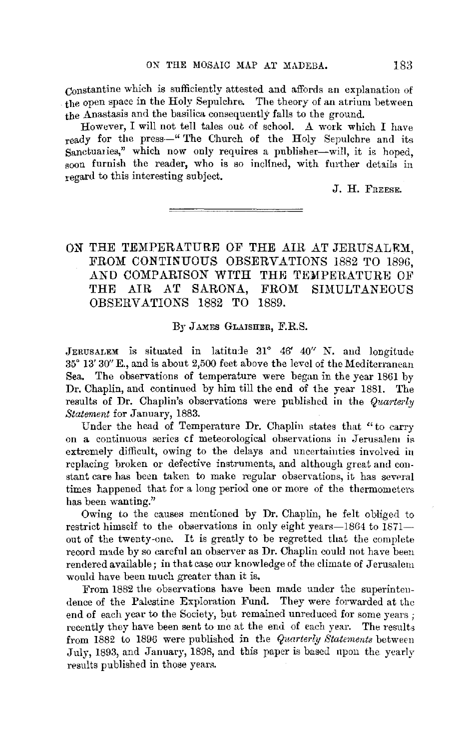Constantine which is sufficiently attested and affords an explanation of the open space in the Holy Sepulchre. The theory of an atrium between the Anastasis and the basilica consequently falls to the ground.

However, I will not tell tales out of school. A work which I have ready for the press—"The Church of the Holy Sepulchre and its Sanctuaries," which now only requires a publisher—will, it is hoped, soon furnish the reader, who is so inclined, with further details in regard to this interesting subject.

J. H. Freese.

---

# ON THE TEMPERATURE OF THE AIR AT JERUSALEM, FROM CONTINUOUS OBSERVATIONS 1882 TO 1896, AND COMPARISON WITH THE TEMPERATURE OF THE AIR AT SARONA, FROM SIMULTANEOUS OBSERVATIONS 1882 TO 1889.

By James Glaisher, F.R.S.

Jerusalem is situated in latitude 31° 46′ 40″ N. and longitude 35° 13′ 30″ E., and is about 2,500 feet above the level of the Mediterranean Sea. The observations of temperature were began in the year 1861 by Dr. Chaplin, and continued by him till the end of the year 1881. The results of Dr. Chaplin's observations were published in the *Quarterly Statement* for January, 1883.

Under the head of Temperature Dr. Chaplin states that "to carry on a continuous series of meteorological observations in Jerusalem is extremely difficult, owing to the delays and uncertainties involved in replacing broken or defective instruments, and although great and constant care has been taken to make regular observations, it has several times happened that for a long period one or more of the thermometers has been wanting."

Owing to the causes mentioned by Dr. Chaplin, he felt obliged to restrict himself to the observations in only eight years—1864 to 1871—out of the twenty-one. It is greatly to be regretted that the complete record made by so careful an observer as Dr. Chaplin could not have been rendered available; in that case our knowledge of the climate of Jerusalem would have been much greater than it is.

From 1882 the observations have been made under the superintendence of the Palestine Exploration Fund. They were forwarded at the end of each year to the Society, but remained unreduced for some years; recently they have been sent to me at the end of each year. The results from 1882 to 1896 were published in the *Quarterly Statements* between July, 1893, and January, 1898, and this paper is based upon the yearly results published in those years.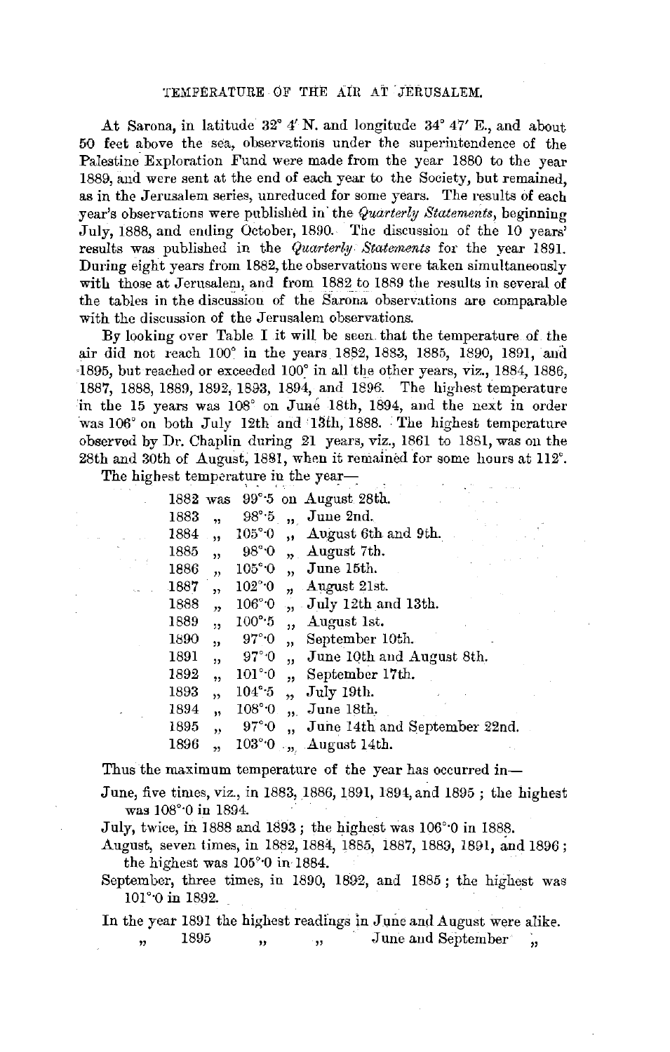At Sarona, in latitude 32° 4′ N. and longitude 34° 47′ E., and about 50 feet above the sea, observations under the superintendence of the Palestine Exploration Fund were made from the year 1880 to the year 1889, and were sent at the end of each year to the Society, but remained, as in the Jerusalem series, unreduced for some years. The results of each year's observations were published in the *Quarterly Statements*, beginning July, 1888, and ending October, 1890. The discussion of the 10 years' results was published in the *Quarterly Statements* for the year 1891. During eight years from 1882, the observations were taken simultaneously with those at Jerusalem, and from 1882 to 1889 the results in several of the tables in the discussion of the Sarona observations are comparable with the discussion of the Jerusalem observations.

By looking over Table I it will be seen that the temperature of the air did not reach 100° in the years 1882, 1883, 1885, 1890, 1891, and 1895, but reached or exceeded 100° in all the other years, viz., 1884, 1886, 1887, 1888, 1889, 1892, 1893, 1894, and 1896. The highest temperature in the 15 years was 108° on June 18th, 1894, and the next in order was 106° on both July 12th and 13th, 1888. The highest temperature observed by Dr. Chaplin during 21 years, viz., 1861 to 1881, was on the 28th and 30th of August, 1881, when it remained for some hours at 112°.

The highest temperature in the year—

| | | | | |
|---|---|---|---|---|
| 1882 | was | 99°·5 | on | August 28th. |
| 1883 | " | 98°·5 | " | June 2nd. |
| 1884 | " | 105°·0 | " | August 6th and 9th. |
| 1885 | " | 98°·0 | " | August 7th. |
| 1886 | " | 105°·0 | " | June 15th. |
| 1887 | " | 102°·0 | " | August 21st. |
| 1888 | " | 106°·0 | " | July 12th and 13th. |
| 1889 | " | 100°·5 | " | August 1st. |
| 1890 | " | 97°·0 | " | September 10th. |
| 1891 | " | 97°·0 | " | June 10th and August 8th. |
| 1892 | " | 101°·0 | " | September 17th. |
| 1893 | " | 104°·5 | " | July 19th. |
| 1894 | " | 108°·0 | " | June 18th. |
| 1895 | " | 97°·0 | " | June 14th and September 22nd. |
| 1896 | " | 103°·0 | " | August 14th. |

Thus the maximum temperature of the year has occurred in—

June, five times, viz., in 1883, 1886, 1891, 1894, and 1895; the highest was 108°·0 in 1894.

July, twice, in 1888 and 1893; the highest was 106°·0 in 1888.

August, seven times, in 1882, 1884, 1885, 1887, 1889, 1891, and 1896; the highest was 105°·0 in 1884.

September, three times, in 1890, 1892, and 1885; the highest was 101°·0 in 1892.

In the year 1891 the highest readings in June and August were alike.
" 1895 " " June and September "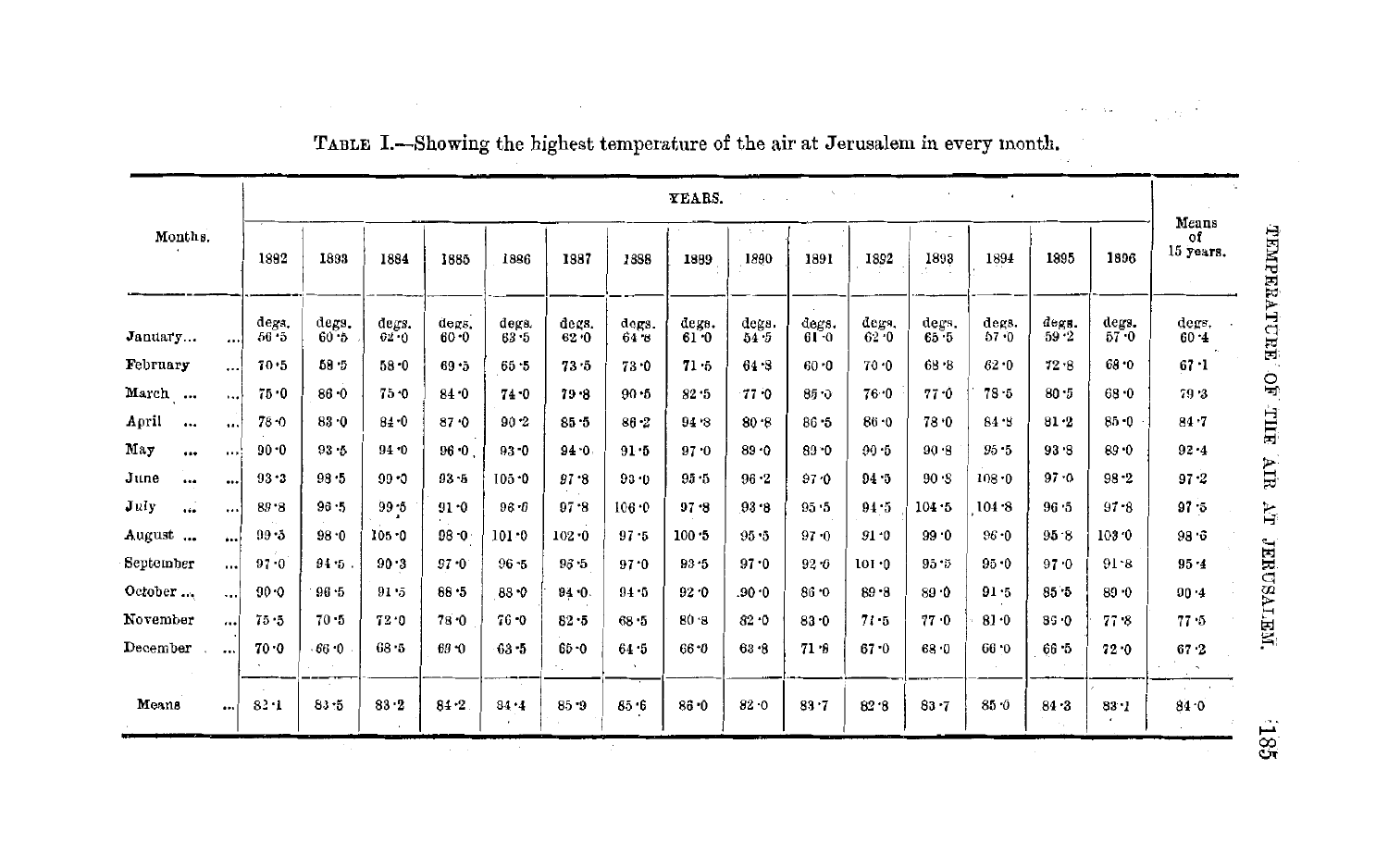TABLE I.—Showing the highest temperature of the air at Jerusalem in every month.

| Months. | YEARS. | | | | | | | | | | | | | | | Means of 15 years. |
|---|---|---|---|---|---|---|---|---|---|---|---|---|---|---|---|---|
| | 1882 | 1883 | 1884 | 1885 | 1886 | 1887 | 1888 | 1889 | 1890 | 1891 | 1892 | 1893 | 1894 | 1895 | 1896 | |
| | degs. | degs. | degs. | degs. | degs. | degs. | degs. | degs. | degs. | degs. | degs. | degs. | degs. | degs. | degs. | degs. |
| January... | 56·5 | 60·5 | 62·0 | 60·0 | 63·5 | 62·0 | 64·8 | 61·0 | 54·5 | 61·0 | 62·0 | 65·5 | 57·0 | 59·2 | 57·0 | 60·4 |
| February | 70·5 | 58·5 | 58·0 | 69·5 | 65·5 | 73·5 | 73·0 | 71·5 | 64·8 | 60·0 | 70·0 | 68·8 | 62·0 | 72·8 | 68·0 | 67·1 |
| March ... | 75·0 | 86·0 | 75·0 | 84·0 | 74·0 | 79·8 | 90·5 | 82·5 | 77·0 | 85·0 | 76·0 | 77·0 | 78·5 | 80·5 | 68·0 | 79·3 |
| April ... | 78·0 | 83·0 | 84·0 | 87·0 | 90·2 | 85·5 | 86·2 | 94·8 | 80·8 | 86·5 | 86·0 | 78·0 | 84·8 | 81·2 | 85·0 | 84·7 |
| May ... | 90·0 | 93·5 | 94·0 | 96·0 | 93·0 | 94·0 | 91·5 | 97·0 | 89·0 | 89·0 | 90·5 | 90·8 | 95·5 | 93·8 | 89·0 | 92·4 |
| June ... | 93·3 | 98·5 | 99·0 | 93·5 | 105·0 | 97·8 | 93·0 | 95·5 | 96·2 | 97·0 | 94·5 | 90·8 | 108·0 | 97·0 | 98·2 | 97·2 |
| July ... | 89·8 | 96·5 | 99·5 | 91·0 | 96·0 | 97·8 | 106·0 | 97·8 | 93·8 | 95·5 | 94·5 | 104·5 | 104·8 | 96·5 | 97·8 | 97·5 |
| August ... | 99·5 | 98·0 | 105·0 | 98·0 | 101·0 | 102·0 | 97·5 | 100·5 | 95·5 | 97·0 | 91·0 | 99·0 | 96·0 | 95·8 | 103·0 | 98·6 |
| September | 97·0 | 94·5 | 90·3 | 97·0 | 96·5 | 95·5 | 97·0 | 93·5 | 97·0 | 92·6 | 101·0 | 95·5 | 95·0 | 97·0 | 91·8 | 95·4 |
| October ... | 90·0 | 96·5 | 91·5 | 88·5 | 88·0 | 94·0 | 94·5 | 92·0 | 90·0 | 86·0 | 89·8 | 89·0 | 91·5 | 85·5 | 89·0 | 90·4 |
| November | 75·5 | 70·5 | 72·0 | 78·0 | 76·0 | 82·5 | 68·5 | 80·8 | 82·0 | 83·0 | 71·5 | 77·0 | 81·0 | 85·0 | 77·8 | 77·5 |
| December | 70·0 | 66·0 | 68·5 | 69·0 | 63·5 | 65·0 | 64·5 | 66·0 | 63·8 | 71·6 | 67·0 | 68·0 | 66·0 | 66·5 | 72·0 | 67·2 |
| Means ... | 82·1 | 83·5 | 83·2 | 84·2 | 84·4 | 85·9 | 85·6 | 86·0 | 82·0 | 83·7 | 82·8 | 83·7 | 85·0 | 84·3 | 83·1 | 84·0 |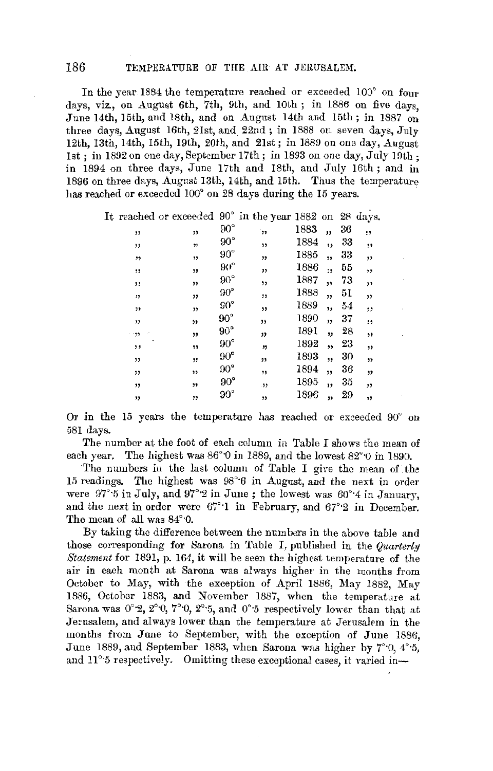In the year 1884 the temperature reached or exceeded 100° on four days, viz., on August 6th, 7th, 9th, and 10th; in 1886 on five days, June 14th, 15th, and 18th, and on August 14th and 15th; in 1887 on three days, August 16th, 21st, and 22nd; in 1888 on seven days, July 12th, 13th, 14th, 15th, 19th, 20th, and 21st; in 1889 on one day, August 1st; in 1892 on one day, September 17th; in 1893 on one day, July 19th; in 1894 on three days, June 17th and 18th, and July 16th; and in 1896 on three days, August 13th, 14th, and 15th. Thus the temperature has reached or exceeded 100° on 28 days during the 15 years.

| | | | | | |
|---|---|---|---|---|---|
| It reached or exceeded | 90° | in the year | 1882 | on | 28 days. |
| " " | 90° | " | 1883 | " | 36 " |
| " " | 90° | " | 1884 | " | 33 " |
| " " | 90° | " | 1885 | " | 33 " |
| " " | 90° | " | 1886 | " | 55 " |
| " " | 90° | " | 1887 | " | 73 " |
| " " | 90° | " | 1888 | " | 51 " |
| " " | 90° | " | 1889 | " | 54 " |
| " " | 90° | " | 1890 | " | 37 " |
| " " | 90° | " | 1891 | " | 28 " |
| " " | 90° | " | 1892 | " | 23 " |
| " " | 90° | " | 1893 | " | 30 " |
| " " | 90° | " | 1894 | " | 36 " |
| " " | 90° | " | 1895 | " | 35 " |
| " " | 90° | " | 1896 | " | 29 " |

Or in the 15 years the temperature has reached or exceeded 90° on 581 days.

The number at the foot of each column in Table I shows the mean of each year. The highest was 86°·0 in 1889, and the lowest 82°·0 in 1890.

The numbers in the last column of Table I give the mean of the 15 readings. The highest was 98°·6 in August, and the next in order were 97°·5 in July, and 97°·2 in June; the lowest was 60°·4 in January, and the next in order were 67°·1 in February, and 67°·2 in December. The mean of all was 84°·0.

By taking the difference between the numbers in the above table and those corresponding for Sarona in Table I, published in the *Quarterly Statement* for 1891, p. 164, it will be seen the highest temperature of the air in each month at Sarona was always higher in the months from October to May, with the exception of April 1886, May 1882, May 1886, October 1883, and November 1887, when the temperature at Sarona was 0°·2, 2°·0, 7°·0, 2°·5, and 0°·5 respectively lower than that at Jerusalem, and always lower than the temperature at Jerusalem in the months from June to September, with the exception of June 1886, June 1889, and September 1883, when Sarona was higher by 7°·0, 4°·5, and 11°·5 respectively. Omitting these exceptional cases, it varied in—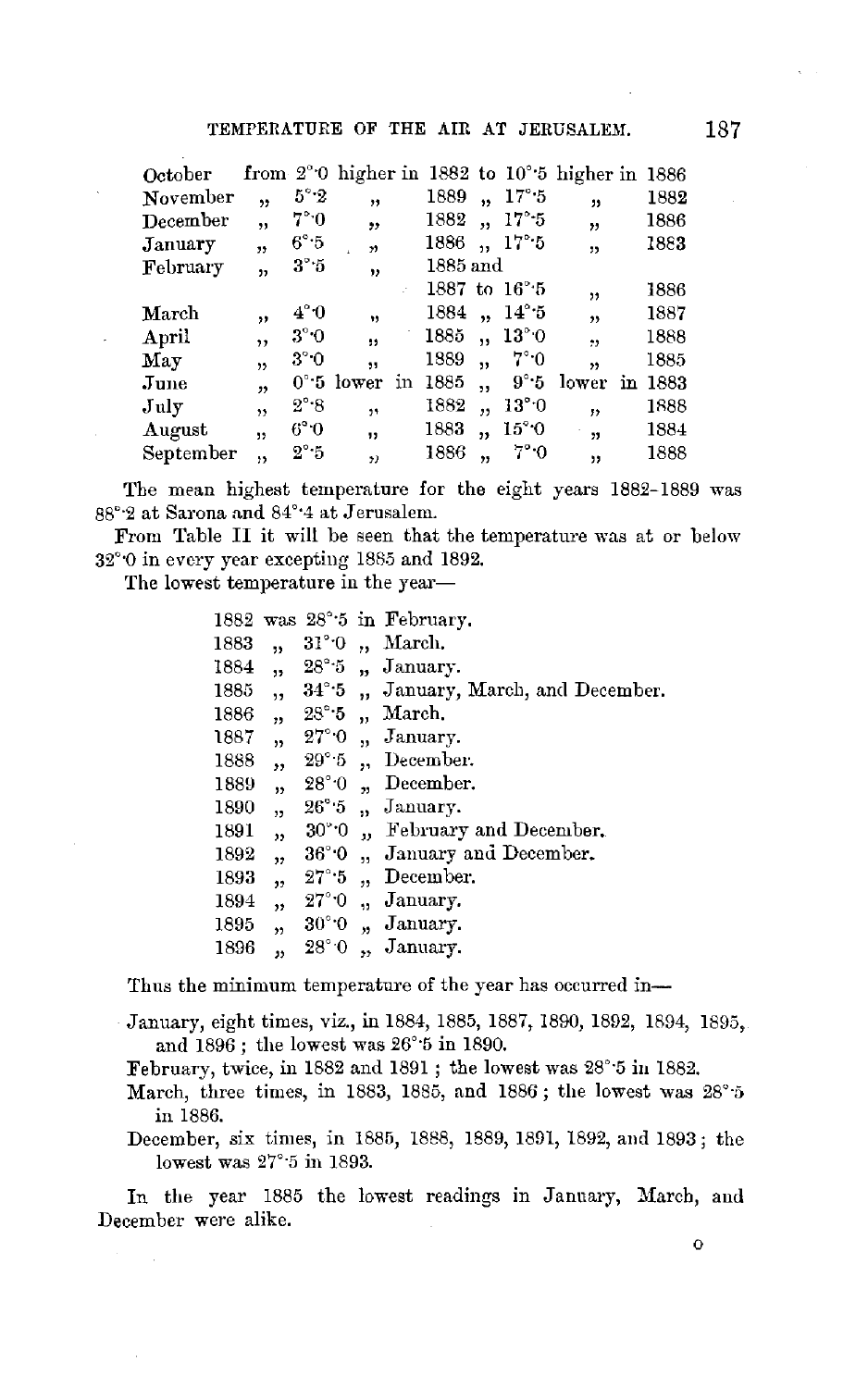| | | | | | | | | |
|---|---|---|---|---|---|---|---|---|
| October | from | 2°·0 | higher in | 1882 | to | 10°·5 | higher in | 1886 |
| November | ,, | 5°·2 | ,, | 1889 | ,, | 17°·5 | ,, | 1882 |
| December | ,, | 7°·0 | ,, | 1882 | ,, | 17°·5 | ,, | 1886 |
| January | ,, | 6°·5 | ,, | 1886 | ,, | 17°·5 | ,, | 1883 |
| February | ,, | 3°·5 | ,, | 1885 and 1887 | to | 16°·5 | ,, | 1886 |
| March | ,, | 4°·0 | ,, | 1884 | ,, | 14°·5 | ,, | 1887 |
| April | ,, | 3°·0 | ,, | 1885 | ,, | 13°·0 | ,, | 1888 |
| May | ,, | 3°·0 | ,, | 1889 | ,, | 7°·0 | ,, | 1885 |
| June | ,, | 0°·5 | lower in | 1885 | ,, | 9°·5 | lower in | 1883 |
| July | ,, | 2°·8 | ,, | 1882 | ,, | 13°·0 | ,, | 1888 |
| August | ,, | 6°·0 | ,, | 1883 | ,, | 15°·0 | ,, | 1884 |
| September | ,, | 2°·5 | ,, | 1886 | ,, | 7°·0 | ,, | 1888 |

The mean highest temperature for the eight years 1882–1889 was 88°·2 at Sarona and 84°·4 at Jerusalem.

From Table II it will be seen that the temperature was at or below 32°·0 in every year excepting 1885 and 1892.

The lowest temperature in the year—

1882 was 28°·5 in February.
1883 ,, 31°·0 ,, March.
1884 ,, 28°·5 ,, January.
1885 ,, 34°·5 ,, January, March, and December.
1886 ,, 28°·5 ,, March.
1887 ,, 27°·0 ,, January.
1888 ,, 29°·5 ,, December.
1889 ,, 28°·0 ,, December.
1890 ,, 26°·5 ,, January.
1891 ,, 30°·0 ,, February and December.
1892 ,, 36°·0 ,, January and December.
1893 ,, 27°·5 ,, December.
1894 ,, 27°·0 ,, January.
1895 ,, 30°·0 ,, January.
1896 ,, 28°·0 ,, January.

Thus the minimum temperature of the year has occurred in—

January, eight times, viz., in 1884, 1885, 1887, 1890, 1892, 1894, 1895, and 1896; the lowest was 26°·5 in 1890.

February, twice, in 1882 and 1891; the lowest was 28°·5 in 1882.

March, three times, in 1883, 1885, and 1886; the lowest was 28°·5 in 1886.

December, six times, in 1885, 1888, 1889, 1891, 1892, and 1893; the lowest was 27°·5 in 1893.

In the year 1885 the lowest readings in January, March, and December were alike.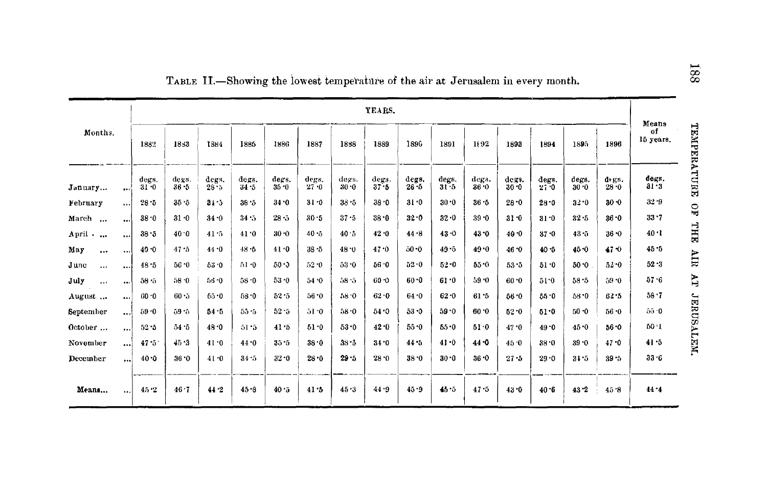TABLE II.—Showing the lowest temperature of the air at Jerusalem in every month.

| Months. | YEARS. | | | | | | | | | | | | | | | Means of 15 years. |
|---|---|---|---|---|---|---|---|---|---|---|---|---|---|---|---|---|
| | 1882 | 1883 | 1884 | 1885 | 1886 | 1887 | 1888 | 1889 | 1890 | 1891 | 1892 | 1893 | 1894 | 1895 | 1896 | |
| | degs. | degs. | degs. | degs. | degs. | degs. | degs. | degs. | degs. | degs. | degs. | degs. | degs. | degs. | degs. | degs. |
| January... | 31·0 | 36·5 | 28·5 | 34·5 | 35·0 | 27·0 | 30·0 | 37·5 | 26·5 | 31·5 | 36·0 | 30·0 | 27·0 | 30·0 | 28·0 | 31·3 |
| February | 28·5 | 35·5 | 34·5 | 36·5 | 34·0 | 31·0 | 38·5 | 38·0 | 31·0 | 30·0 | 36·5 | 26·0 | 28·0 | 32·0 | 30·0 | 32·9 |
| March ... | 38·0 | 31·0 | 34·0 | 34·5 | 28·5 | 30·5 | 37·5 | 38·0 | 32·0 | 32·0 | 39·0 | 31·0 | 31·0 | 32·5 | 36·0 | 33·7 |
| April ... | 38·5 | 40·0 | 41·5 | 41·0 | 30·0 | 40·5 | 40·5 | 42·0 | 44·8 | 43·0 | 43·0 | 40·0 | 37·0 | 43·5 | 36·0 | 40·1 |
| May ... | 40·0 | 47·5 | 44·0 | 48·5 | 41·0 | 38·5 | 48·0 | 47·0 | 50·0 | 49·5 | 49·0 | 46·0 | 40·5 | 45·0 | 47·0 | 45·5 |
| June ... | 48·5 | 56·0 | 53·0 | 51·0 | 50·0 | 52·0 | 53·0 | 56·0 | 52·0 | 52·0 | 55·0 | 53·5 | 51·0 | 50·0 | 52·0 | 52·3 |
| July ... | 58·5 | 58·0 | 56·0 | 58·0 | 53·0 | 54·0 | 58·5 | 60·0 | 60·0 | 61·0 | 59·0 | 60·0 | 51·0 | 58·5 | 59·0 | 57·6 |
| August ... | 60·0 | 60·5 | 55·0 | 58·0 | 52·5 | 56·0 | 58·0 | 62·0 | 64·0 | 62·0 | 61·5 | 56·0 | 55·0 | 58·0 | 62·5 | 58·7 |
| September | 59·0 | 59·5 | 54·5 | 55·5 | 52·5 | 51·0 | 58·0 | 54·0 | 53·0 | 59·0 | 60·0 | 52·0 | 51·0 | 50·0 | 56·0 | 55·0 |
| October ... | 52·5 | 54·5 | 48·0 | 51·5 | 41·5 | 51·0 | 53·0 | 42·0 | 55·0 | 55·0 | 51·0 | 47·0 | 49·0 | 45·0 | 56·0 | 50·1 |
| November | 47·5 | 45·3 | 41·0 | 44·0 | 35·5 | 38·0 | 38·5 | 34·0 | 44·5 | 41·0 | 44·0 | 45·0 | 38·0 | 39·0 | 47·0 | 41·5 |
| December | 40·0 | 36·0 | 41·0 | 34·5 | 32·0 | 28·0 | 29·5 | 28·0 | 38·0 | 30·0 | 36·0 | 27·5 | 29·0 | 34·5 | 39·5 | 33·6 |
| **Means...** | 45·2 | 46·7 | 44·2 | 45·8 | 40·5 | 41·5 | 45·3 | 44·9 | 45·9 | 45·5 | 47·5 | 43·0 | 40·6 | 43·2 | 45·8 | 44·4 |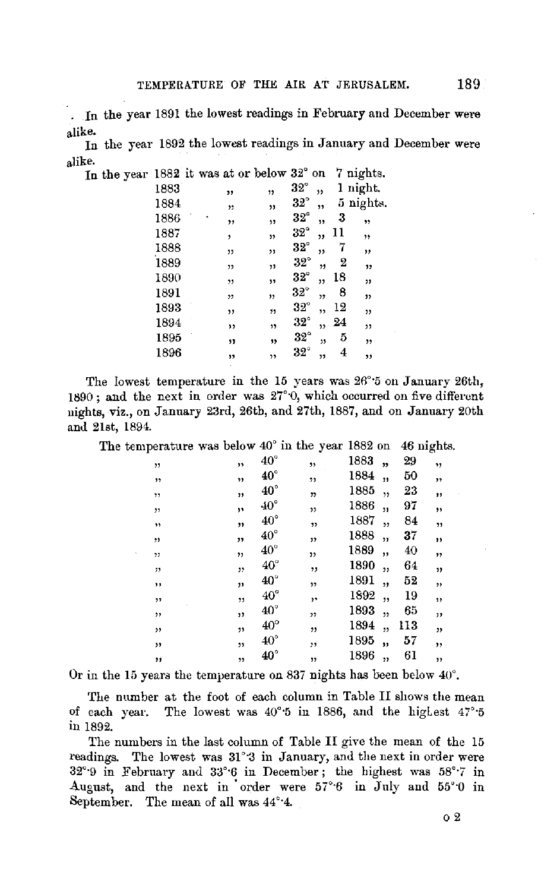In the year 1891 the lowest readings in February and December were alike.

In the year 1892 the lowest readings in January and December were alike.

In the year 1882 it was at or below 32° on 7 nights.

| | | | | |
|---|---|---|---|---|
| 1883 | " | " | 32° " | 1 night. |
| 1884 | " | " | 32° " | 5 nights. |
| 1886 | " | " | 32° " | 3 " |
| 1887 | " | " | 32° " | 11 " |
| 1888 | " | " | 32° " | 7 " |
| 1889 | " | " | 32° " | 2 " |
| 1890 | " | " | 32° " | 18 " |
| 1891 | " | " | 32° " | 8 " |
| 1893 | " | " | 32° " | 12 " |
| 1894 | " | " | 32° " | 24 " |
| 1895 | " | " | 32° " | 5 " |
| 1896 | " | " | 32° " | 4 " |

The lowest temperature in the 15 years was 26°·5 on January 26th, 1890; and the next in order was 27°·0, which occurred on five different nights, viz., on January 23rd, 26th, and 27th, 1887, and on January 20th and 21st, 1894.

The temperature was below 40° in the year 1882 on 46 nights.

| | | | | | |
|---|---|---|---|---|---|
| " | " | 40° | " | 1883 " | 29 " |
| " | " | 40° | " | 1884 " | 50 " |
| " | " | 40° | " | 1885 " | 23 " |
| " | " | 40° | " | 1886 " | 97 " |
| " | " | 40° | " | 1887 " | 84 " |
| " | " | 40° | " | 1888 " | 37 " |
| " | " | 40° | " | 1889 " | 40 " |
| " | " | 40° | " | 1890 " | 64 " |
| " | " | 40° | " | 1891 " | 52 " |
| " | " | 40° | " | 1892 " | 19 " |
| " | " | 40° | " | 1893 " | 65 " |
| " | " | 40° | " | 1894 " | 113 " |
| " | " | 40° | " | 1895 " | 57 " |
| " | " | 40° | " | 1896 " | 61 " |

Or in the 15 years the temperature on 837 nights has been below 40°.

The number at the foot of each column in Table II shows the mean of each year. The lowest was 40°·5 in 1886, and the highest 47°·5 in 1892.

The numbers in the last column of Table II give the mean of the 15 readings. The lowest was 31°·3 in January, and the next in order were 32°·9 in February and 33°·6 in December; the highest was 58°·7 in August, and the next in order were 57°·6 in July and 55°·0 in September. The mean of all was 44°·4.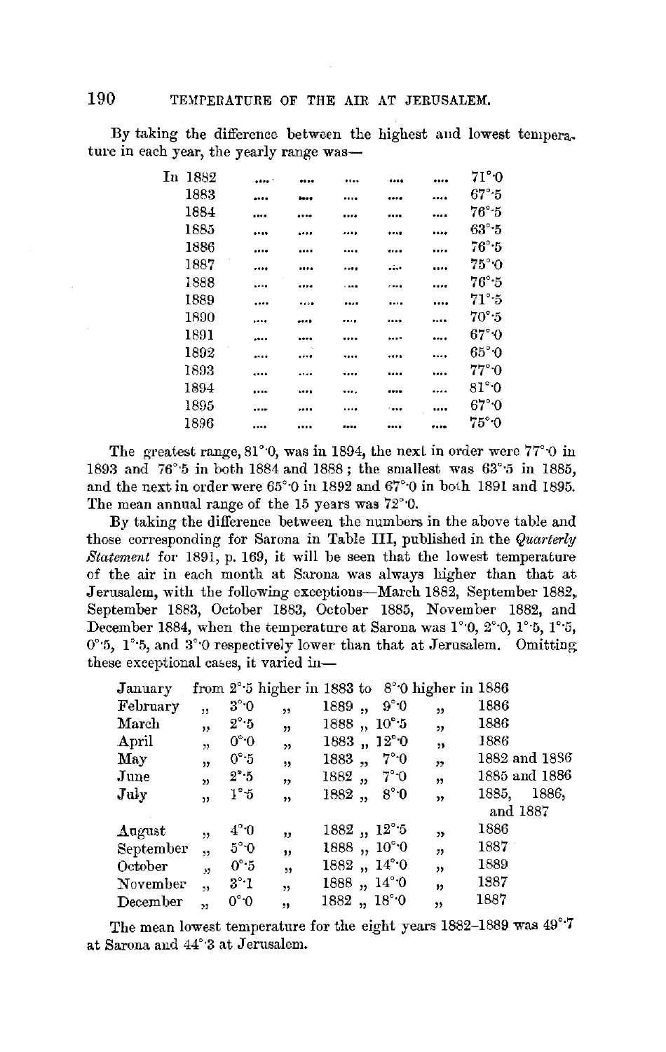By taking the difference between the highest and lowest temperature in each year, the yearly range was—

| | |
|---|---|
| In 1882 | 71°·0 |
| 1883 | 67°·5 |
| 1884 | 76°·5 |
| 1885 | 63°·5 |
| 1886 | 76°·5 |
| 1887 | 75°·0 |
| 1888 | 76°·5 |
| 1889 | 71°·5 |
| 1890 | 70°·5 |
| 1891 | 67°·0 |
| 1892 | 65°·0 |
| 1893 | 77°·0 |
| 1894 | 81°·0 |
| 1895 | 67°·0 |
| 1896 | 75°·0 |

The greatest range, 81°·0, was in 1894, the next in order were 77°·0 in 1893 and 76°·5 in both 1884 and 1888; the smallest was 63°·5 in 1885, and the next in order were 65°·0 in 1892 and 67°·0 in both 1891 and 1895. The mean annual range of the 15 years was 72°·0.

By taking the difference between the numbers in the above table and those corresponding for Sarona in Table III, published in the *Quarterly Statement* for 1891, p. 169, it will be seen that the lowest temperature of the air in each month at Sarona was always higher than that at Jerusalem, with the following exceptions—March 1882, September 1882, September 1883, October 1883, October 1885, November 1882, and December 1884, when the temperature at Sarona was 1°·0, 2°·0, 1°·5, 1°·5, 0°·5, 1°·5, and 3°·0 respectively lower than that at Jerusalem. Omitting these exceptional cases, it varied in—

| | | | | | | |
|---|---|---|---|---|---|---|
| January | from 2°·5 | higher in | 1883 to | 8°·0 | higher in | 1886 |
| February | „ 3°·0 | „ | 1889 „ | 9°·0 | „ | 1886 |
| March | „ 2°·5 | „ | 1888 „ | 10°·5 | „ | 1886 |
| April | „ 0°·0 | „ | 1883 „ | 12°·0 | „ | 1886 |
| May | „ 0°·5 | „ | 1883 „ | 7°·0 | „ | 1882 and 1886 |
| June | „ 2°·5 | „ | 1882 „ | 7°·0 | „ | 1885 and 1886 |
| July | „ 1°·5 | „ | 1882 „ | 8°·0 | „ | 1885, 1886, and 1887 |
| August | „ 4°·0 | „ | 1882 „ | 12°·5 | „ | 1886 |
| September | „ 5°·0 | „ | 1888 „ | 10°·0 | „ | 1887 |
| October | „ 0°·5 | „ | 1882 „ | 14°·0 | „ | 1889 |
| November | „ 3°·1 | „ | 1888 „ | 14°·0 | „ | 1887 |
| December | „ 0°·0 | „ | 1882 „ | 18°·0 | „ | 1887 |

The mean lowest temperature for the eight years 1882–1889 was 49°·7 at Sarona and 44°·3 at Jerusalem.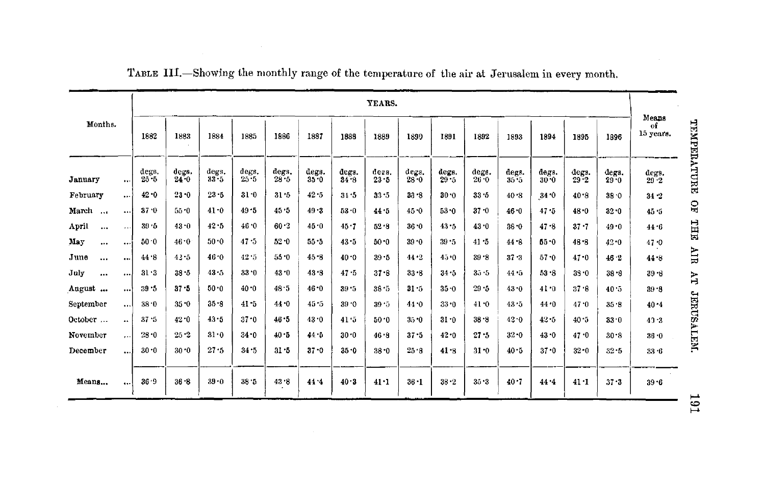TABLE III.—Showing the monthly range of the temperature of the air at Jerusalem in every month.

| Months. | YEARS. | | | | | | | | | | | | | | | Means of 15 years. |
|---|---|---|---|---|---|---|---|---|---|---|---|---|---|---|---|---|
| | 1882 | 1883 | 1884 | 1885 | 1886 | 1887 | 1888 | 1889 | 1890 | 1891 | 1892 | 1893 | 1894 | 1895 | 1896 | |
| | degs. | degs. | degs. | degs. | degs. | degs. | degs. | degs. | degs. | degs. | degs. | degs. | degs. | degs. | degs. | degs. |
| January ... | 25·5 | 24·0 | 33·5 | 25·5 | 28·5 | 35·0 | 34·8 | 23·5 | 28·0 | 29·5 | 26·0 | 35·5 | 30·0 | 29·2 | 29·0 | 29·2 |
| February ... | 42·0 | 23·0 | 23·5 | 31·0 | 31·5 | 42·5 | 31·5 | 33·5 | 33·8 | 30·0 | 33·5 | 40·8 | 34·0 | 40·8 | 38·0 | 34·2 |
| March ... ... | 37·0 | 55·0 | 41·0 | 49·5 | 45·5 | 49·3 | 53·0 | 44·5 | 45·0 | 53·0 | 37·0 | 46·0 | 47·5 | 48·0 | 32·0 | 45·5 |
| April ... ... | 39·5 | 43·0 | 42·5 | 46·0 | 60·2 | 45·0 | 45·7 | 52·8 | 36·0 | 43·5 | 43·0 | 36·0 | 47·8 | 37·7 | 49·0 | 44·6 |
| May ... ... | 50·0 | 46·0 | 50·0 | 47·5 | 52·0 | 55·5 | 43·5 | 50·0 | 39·0 | 39·5 | 41·5 | 44·8 | 65·0 | 48·8 | 42·0 | 47·0 |
| June ... ... | 44·8 | 42·5 | 46·0 | 42·5 | 55·0 | 45·8 | 40·0 | 39·5 | 44·2 | 45·0 | 39·8 | 37·3 | 57·0 | 47·0 | 46·2 | 44·8 |
| July ... ... | 31·3 | 38·5 | 43·5 | 33·0 | 43·0 | 43·3 | 47·5 | 37·8 | 33·8 | 34·5 | 35·5 | 44·5 | 53·8 | 38·0 | 38·3 | 39·8 |
| August ... ... | 39·5 | 37·5 | 50·0 | 40·0 | 48·5 | 46·0 | 39·5 | 36·5 | 31·5 | 35·0 | 29·5 | 43·0 | 41·0 | 37·6 | 40·5 | 39·8 |
| September ... | 38·0 | 35·0 | 35·8 | 41·5 | 44·0 | 45·5 | 39·0 | 39·5 | 41·0 | 33·0 | 41·0 | 43·5 | 44·0 | 47·0 | 35·8 | 40·4 |
| October ... .. | 37·5 | 42·0 | 43·5 | 37·0 | 46·5 | 43·0 | 41·5 | 50·0 | 35·0 | 31·0 | 38·8 | 42·0 | 42·5 | 40·5 | 33·0 | 40·3 |
| November ... | 28·0 | 25·2 | 31·0 | 34·0 | 40·5 | 44·5 | 30·0 | 46·8 | 37·5 | 42·0 | 27·5 | 32·0 | 43·0 | 47·0 | 30·8 | 36·0 |
| December ... | 30·0 | 30·0 | 27·5 | 34·5 | 31·5 | 37·0 | 35·0 | 38·0 | 25·8 | 41·8 | 31·0 | 40·5 | 37·0 | 32·0 | 32·5 | 33·6 |
| Means... ... | 36·9 | 36·8 | 39·0 | 38·5 | 43·8 | 44·4 | 40·3 | 41·1 | 36·1 | 38·2 | 35·3 | 40·7 | 44·4 | 41·1 | 37·3 | 39·6 |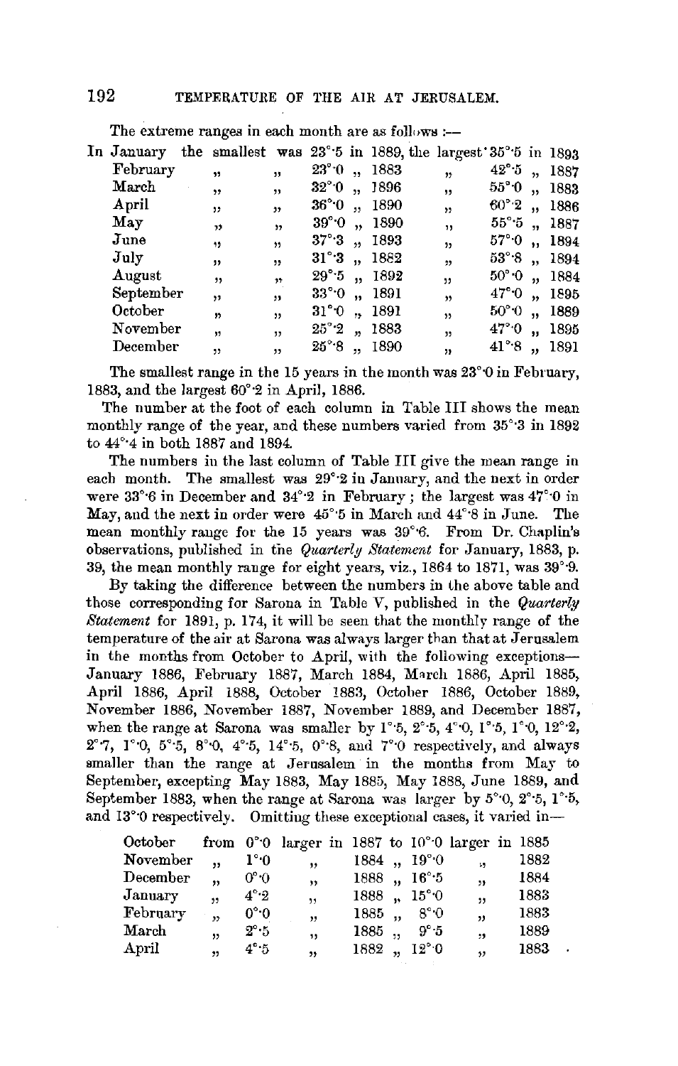The extreme ranges in each month are as follows:—

| Month | | Smallest | Year | | Largest | Year |
|---|---|---|---|---|---|---|
| In January | the smallest was | 23°·5 | in 1889, | the largest | 35°·5 | in 1893 |
| February | " " | 23°·0 | " 1883 | " | 42°·5 | " 1887 |
| March | " " | 32°·0 | " 1896 | " | 55°·0 | " 1883 |
| April | " " | 36°·0 | " 1890 | " | 60°·2 | " 1886 |
| May | " " | 39°·0 | " 1890 | " | 55°·5 | " 1887 |
| June | " " | 37°·3 | " 1893 | " | 57°·0 | " 1894 |
| July | " " | 31°·3 | " 1882 | " | 53°·8 | " 1894 |
| August | " " | 29°·5 | " 1892 | " | 50°·0 | " 1884 |
| September | " " | 33°·0 | " 1891 | " | 47°·0 | " 1895 |
| October | " " | 31°·0 | " 1891 | " | 50°·0 | " 1889 |
| November | " " | 25°·2 | " 1883 | " | 47°·0 | " 1895 |
| December | " " | 25°·8 | " 1890 | " | 41°·8 | " 1891 |

The smallest range in the 15 years in the month was 23°·0 in February, 1883, and the largest 60°·2 in April, 1886.

The number at the foot of each column in Table III shows the mean monthly range of the year, and these numbers varied from 35°·3 in 1892 to 44°·4 in both 1887 and 1894.

The numbers in the last column of Table III give the mean range in each month. The smallest was 29°·2 in January, and the next in order were 33°·6 in December and 34°·2 in February; the largest was 47°·0 in May, and the next in order were 45°·5 in March and 44°·8 in June. The mean monthly range for the 15 years was 39°·6. From Dr. Chaplin's observations, published in the *Quarterly Statement* for January, 1883, p. 39, the mean monthly range for eight years, viz., 1864 to 1871, was 39°·9.

By taking the difference between the numbers in the above table and those corresponding for Sarona in Table V, published in the *Quarterly Statement* for 1891, p. 174, it will be seen that the monthly range of the temperature of the air at Sarona was always larger than that at Jerusalem in the months from October to April, with the following exceptions—January 1886, February 1887, March 1884, March 1886, April 1885, April 1886, April 1888, October 1883, October 1886, October 1889, November 1886, November 1887, November 1889, and December 1887, when the range at Sarona was smaller by 1°·5, 2°·5, 4°·0, 1°·5, 1°·0, 12°·2, 2°·7, 1°·0, 5°·5, 8°·0, 4°·5, 14°·5, 0°·8, and 7°·0 respectively, and always smaller than the range at Jerusalem in the months from May to September, excepting May 1883, May 1885, May 1888, June 1889, and September 1883, when the range at Sarona was larger by 5°·0, 2°·5, 1°·5, and 13°·0 respectively. Omitting these exceptional cases, it varied in—

| Month | | | | | | | | |
|---|---|---|---|---|---|---|---|---|
| October | from | 0°·0 | larger in | 1887 | to | 10°·0 | larger in | 1885 |
| November | " | 1°·0 | " | 1884 | " | 19°·0 | " | 1882 |
| December | " | 0°·0 | " | 1888 | " | 16°·5 | " | 1884 |
| January | " | 4°·2 | " | 1888 | " | 15°·0 | " | 1883 |
| February | " | 0°·0 | " | 1885 | " | 8°·0 | " | 1883 |
| March | " | 2°·5 | " | 1885 | " | 9°·5 | " | 1889 |
| April | " | 4°·5 | " | 1882 | " | 12°·0 | " | 1883 |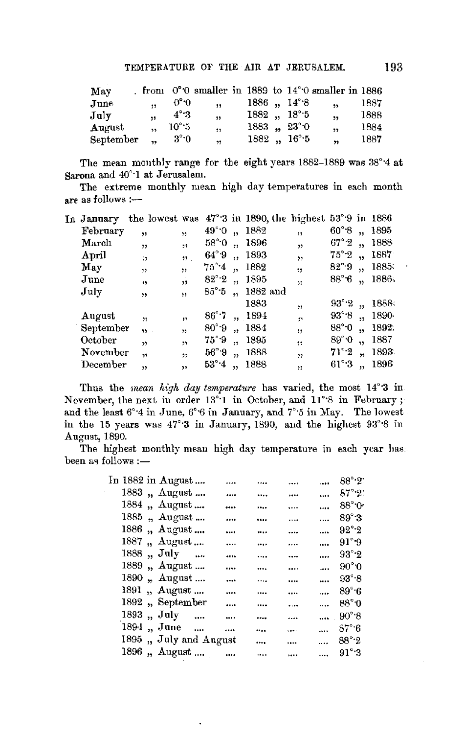| | | | | | | |
|---|---|---|---|---|---|---|
| May | from | 0°·0 smaller in | 1889 to | 14°·0 smaller in | 1886 |
| June | ,, | 0°·0 ,, | 1886 ,, | 14°·8 ,, | 1887 |
| July | ,, | 4°·3 ,, | 1882 ,, | 18°·5 ,, | 1888 |
| August | ,, | 10°·5 ,, | 1883 ,, | 23°·0 ,, | 1884 |
| September | ,, | 3°·0 ,, | 1882 ,, | 16°·5 ,, | 1887 |

The mean monthly range for the eight years 1882–1889 was 38°·4 at Sarona and 40°·1 at Jerusalem.

The extreme monthly mean high day temperatures in each month are as follows :—

| Month | Lowest | Year | Highest | Year |
|---|---|---|---|---|
| In January the lowest was | 47°·3 | in 1890, the highest | 53°·9 | in 1886 |
| February ,, ,, | 49°·0 | ,, 1882 ,, | 60°·8 | ,, 1895 |
| March ,, ,, | 58°·0 | ,, 1896 ,, | 67°·2 | ,, 1888 |
| April ,, ,, | 64°·9 | ,, 1893 ,, | 75°·2 | ,, 1887 |
| May ,, ,, | 75°·4 | ,, 1882 ,, | 82°·9 | ,, 1885 |
| June ,, ,, | 82°·2 | ,, 1895 ,, | 88°·6 | ,, 1886 |
| July ,, ,, | 85°·5 | ,, 1882 and 1883 ,, | 93°·2 | ,, 1888 |
| August ,, ,, | 86°·7 | ,, 1894 ,, | 93°·8 | ,, 1890 |
| September ,, ,, | 80°·9 | ,, 1884 ,, | 88°·0 | ,, 1892 |
| October ,, ,, | 75°·9 | ,, 1895 ,, | 89°·0 | ,, 1887 |
| November ,, ,, | 56°·9 | ,, 1888 ,, | 71°·2 | ,, 1893 |
| December ,, ,, | 53°·4 | ,, 1888 ,, | 61°·3 | ,, 1896 |

Thus the *mean high day temperature* has varied, the most 14°·3 in November, the next in order 13°·1 in October, and 11°·8 in February; and the least 6°·4 in June, 6°·6 in January, and 7°·5 in May. The lowest in the 15 years was 47°·3 in January, 1890, and the highest 93°·8 in August, 1890.

The highest monthly mean high day temperature in each year has been as follows :—

| Year | Month | Temperature |
|---|---|---|
| In 1882 | in August | 88°·2 |
| 1883 | ,, August | 87°·2 |
| 1884 | ,, August | 88°·0 |
| 1885 | ,, August | 89°·3 |
| 1886 | ,, August | 92°·2 |
| 1887 | ,, August | 91°·9 |
| 1888 | ,, July | 93°·2 |
| 1889 | ,, August | 90°·0 |
| 1890 | ,, August | 93°·8 |
| 1891 | ,, August | 89°·6 |
| 1892 | ,, September | 88°·0 |
| 1893 | ,, July | 90°·8 |
| 1894 | ,, June | 87°·6 |
| 1895 | ,, July and August | 88°·2 |
| 1896 | ,, August | 91°·3 |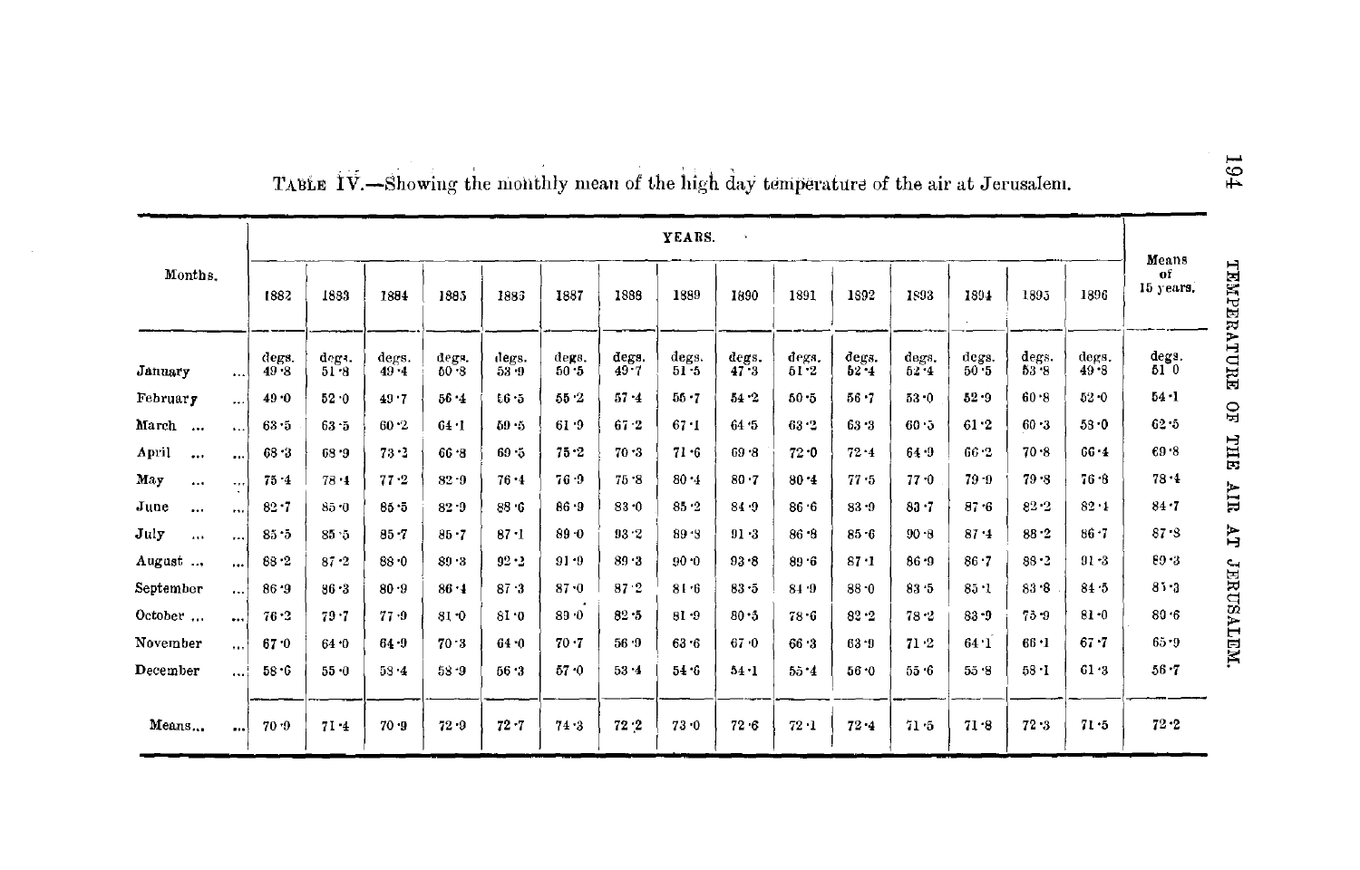TABLE IV.—Showing the monthly mean of the high day temperature of the air at Jerusalem.

| Months. | YEARS. | | | | | | | | | | | | | | | Means of 15 years. |
|---|---|---|---|---|---|---|---|---|---|---|---|---|---|---|---|---|
| | 1882 | 1883 | 1884 | 1885 | 1886 | 1887 | 1888 | 1889 | 1890 | 1891 | 1892 | 1893 | 1894 | 1895 | 1896 | |
| | degs. | degs. | degs. | degs. | degs. | degs. | degs. | degs. | degs. | degs. | degs. | degs. | degs. | degs. | degs. | degs. |
| January ... | 49·8 | 51·8 | 49·4 | 50·8 | 53·9 | 50·5 | 49·7 | 51·5 | 47·3 | 51·2 | 52·4 | 52·4 | 50·5 | 53·8 | 49·8 | 51·0 |
| February ... | 49·0 | 52·0 | 49·7 | 56·4 | 56·5 | 55·2 | 57·4 | 55·7 | 54·2 | 50·5 | 56·7 | 53·0 | 52·9 | 60·8 | 52·0 | 54·1 |
| March ... | 63·5 | 63·5 | 60·2 | 64·1 | 59·5 | 61·9 | 67·2 | 67·1 | 64·5 | 63·2 | 63·3 | 60·5 | 61·2 | 60·3 | 58·0 | 62·5 |
| April ... | 68·3 | 68·9 | 73·2 | 66·8 | 69·5 | 75·2 | 70·3 | 71·6 | 69·8 | 72·0 | 72·4 | 64·9 | 66·2 | 70·8 | 66·4 | 69·8 |
| May ... | 75·4 | 78·4 | 77·2 | 82·9 | 76·4 | 76·9 | 75·8 | 80·4 | 80·7 | 80·4 | 77·5 | 77·0 | 79·9 | 79·8 | 76·8 | 78·4 |
| June ... | 82·7 | 85·0 | 86·5 | 82·9 | 88·6 | 86·9 | 83·0 | 85·2 | 84·9 | 86·6 | 83·9 | 83·7 | 87·6 | 82·2 | 82·4 | 84·7 |
| July ... | 85·5 | 85·5 | 85·7 | 85·7 | 87·1 | 89·0 | 93·2 | 89·8 | 91·3 | 86·8 | 85·6 | 90·8 | 87·4 | 88·2 | 86·7 | 87·8 |
| August ... | 88·2 | 87·2 | 88·0 | 89·3 | 92·2 | 91·9 | 89·3 | 90·0 | 93·8 | 89·6 | 87·1 | 86·9 | 86·7 | 88·2 | 91·3 | 89·3 |
| September ... | 86·9 | 86·3 | 80·9 | 86·4 | 87·3 | 87·0 | 87·2 | 81·6 | 83·5 | 84·9 | 88·0 | 83·5 | 85·1 | 83·8 | 84·5 | 85·3 |
| October ... | 76·2 | 79·7 | 77·9 | 81·0 | 81·0 | 89·0 | 82·5 | 81·9 | 80·5 | 78·6 | 82·2 | 78·2 | 83·9 | 75·9 | 81·0 | 80·6 |
| November ... | 67·0 | 64·0 | 64·9 | 70·3 | 64·0 | 70·7 | 56·9 | 63·6 | 67·0 | 66·3 | 63·9 | 71·2 | 64·1 | 66·1 | 67·7 | 65·9 |
| December ... | 58·6 | 55·0 | 58·4 | 58·9 | 56·3 | 57·0 | 53·4 | 54·6 | 54·1 | 55·4 | 56·0 | 55·6 | 55·8 | 58·1 | 61·3 | 56·7 |
| Means... | 70·9 | 71·4 | 70·9 | 72·9 | 72·7 | 74·3 | 72·2 | 73·0 | 72·6 | 72·1 | 72·4 | 71·5 | 71·8 | 72·3 | 71·5 | 72·2 |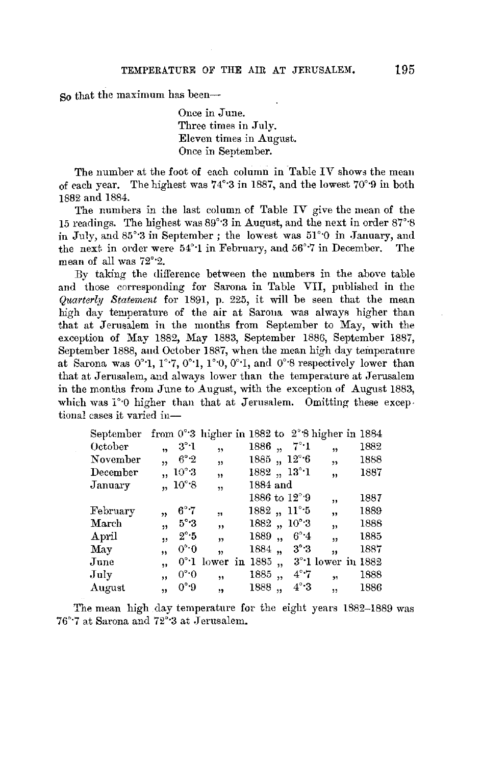So that the maximum has been—

> Once in June.
> Three times in July.
> Eleven times in August.
> Once in September.

The number at the foot of each column in Table IV shows the mean of each year. The highest was 74°·3 in 1887, and the lowest 70°·9 in both 1882 and 1884.

The numbers in the last column of Table IV give the mean of the 15 readings. The highest was 89°·3 in August, and the next in order 87°·8 in July, and 85°·3 in September; the lowest was 51°·0 in January, and the next in order were 54°·1 in February, and 56°·7 in December. The mean of all was 72°·2.

By taking the difference between the numbers in the above table and those corresponding for Sarona in Table VII, published in the *Quarterly Statement* for 1891, p. 225, it will be seen that the mean high day temperature of the air at Sarona was always higher than that at Jerusalem in the months from September to May, with the exception of May 1882, May 1883, September 1886, September 1887, September 1888, and October 1887, when the mean high day temperature at Sarona was 0°·1, 1°·7, 0°·1, 1°·0, 0°·1, and 0°·8 respectively lower than that at Jerusalem, and always lower than the temperature at Jerusalem in the months from June to August, with the exception of August 1883, which was 1°·0 higher than that at Jerusalem. Omitting these exceptional cases it varied in—

| Month | From | | In | To | | In |
|---|---|---|---|---|---|---|
| September | from 0°·3 | higher | in 1882 | to 2°·8 | higher | in 1884 |
| October | " 3°·1 | " | 1886 | " 7°·1 | " | 1882 |
| November | " 6°·2 | " | 1885 | " 12°·6 | " | 1888 |
| December | " 10°·3 | " | 1882 | " 13°·1 | " | 1887 |
| January | " 10°·8 | " | 1884 and 1886 | to 12°·9 | " | 1887 |
| February | " 6°·7 | " | 1882 | " 11°·5 | " | 1889 |
| March | " 5°·3 | " | 1882 | " 10°·3 | " | 1888 |
| April | " 2°·5 | " | 1889 | " 6°·4 | " | 1885 |
| May | " 0°·0 | " | 1884 | " 3°·3 | " | 1887 |
| June | " 0°·1 | lower | in 1885 | " 3°·1 | lower | in 1882 |
| July | " 0°·0 | " | 1885 | " 4°·7 | " | 1888 |
| August | " 0°·9 | " | 1888 | " 4°·3 | " | 1886 |

The mean high day temperature for the eight years 1882–1889 was 76°·7 at Sarona and 72°·3 at Jerusalem.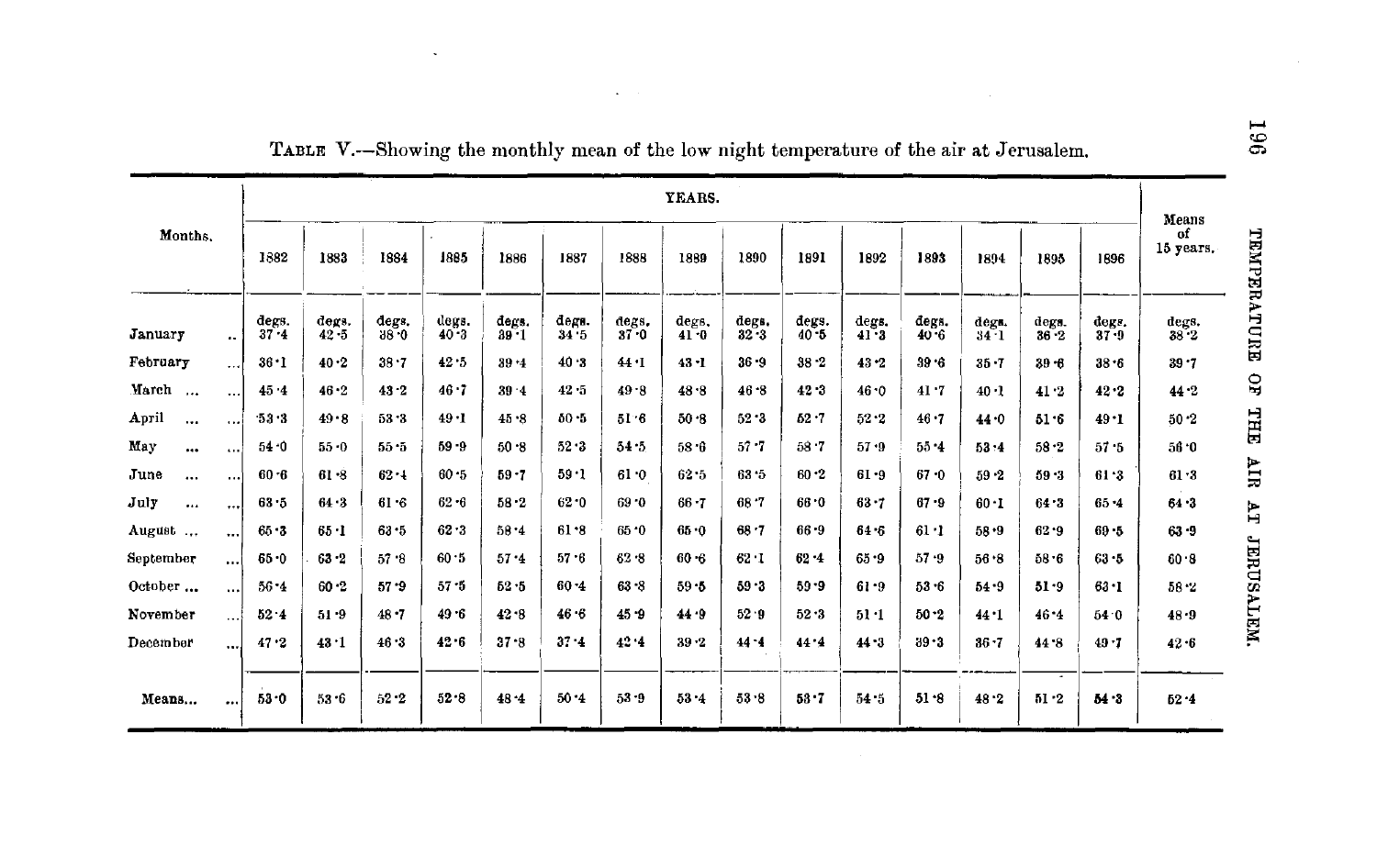TABLE V.—Showing the monthly mean of the low night temperature of the air at Jerusalem.

| Months. | YEARS. | | | | | | | | | | | | | | | Means of 15 years. |
|---|---|---|---|---|---|---|---|---|---|---|---|---|---|---|---|---|
| | 1882 | 1883 | 1884 | 1885 | 1886 | 1887 | 1888 | 1889 | 1890 | 1891 | 1892 | 1893 | 1894 | 1895 | 1896 | |
| | degs. | degs. | degs. | degs. | degs. | degs. | degs. | degs. | degs. | degs. | degs. | degs. | degs. | degs. | degs. | degs. |
| January ... | 37·4 | 42·5 | 38·0 | 40·3 | 39·1 | 34·5 | 37·0 | 41·0 | 32·3 | 40·5 | 41·3 | 40·6 | 34·1 | 36·2 | 37·9 | 38·2 |
| February ... | 36·1 | 40·2 | 38·7 | 42·5 | 39·4 | 40·3 | 44·1 | 43·1 | 36·9 | 38·2 | 43·2 | 39·6 | 35·7 | 39·6 | 38·6 | 39·7 |
| March ... | 45·4 | 46·2 | 43·2 | 46·7 | 39·4 | 42·5 | 49·8 | 48·8 | 46·8 | 42·3 | 46·0 | 41·7 | 40·1 | 41·2 | 42·2 | 44·2 |
| April ... | 53·3 | 49·8 | 53·3 | 49·1 | 45·8 | 50·5 | 51·6 | 50·8 | 52·3 | 52·7 | 52·2 | 46·7 | 44·0 | 51·6 | 49·1 | 50·2 |
| May ... | 54·0 | 55·0 | 55·5 | 59·9 | 50·8 | 52·3 | 54·5 | 58·6 | 57·7 | 58·7 | 57·9 | 55·4 | 53·4 | 58·2 | 57·5 | 56·0 |
| June ... | 60·6 | 61·8 | 62·4 | 60·5 | 59·7 | 59·1 | 61·0 | 62·5 | 63·5 | 60·2 | 61·9 | 67·0 | 59·2 | 59·3 | 61·3 | 61·3 |
| July ... | 63·5 | 64·3 | 61·6 | 62·6 | 58·2 | 62·0 | 69·0 | 66·7 | 68·7 | 66·0 | 63·7 | 67·9 | 60·1 | 64·3 | 65·4 | 64·3 |
| August ... | 65·3 | 65·1 | 63·5 | 62·3 | 58·4 | 61·8 | 65·0 | 65·0 | 68·7 | 66·9 | 64·6 | 61·1 | 58·9 | 62·9 | 69·5 | 63·9 |
| September ... | 65·0 | 63·2 | 57·8 | 60·5 | 57·4 | 57·6 | 62·8 | 60·6 | 62·1 | 62·4 | 65·9 | 57·9 | 56·8 | 58·6 | 63·5 | 60·8 |
| October ... | 56·4 | 60·2 | 57·9 | 57·5 | 52·5 | 60·4 | 63·8 | 59·5 | 59·3 | 59·9 | 61·9 | 53·6 | 54·9 | 51·9 | 63·1 | 58·2 |
| November ... | 52·4 | 51·9 | 48·7 | 49·6 | 42·8 | 46·6 | 45·9 | 44·9 | 52·9 | 52·3 | 51·1 | 50·2 | 44·1 | 46·4 | 54·0 | 48·9 |
| December ... | 47·2 | 43·1 | 46·3 | 42·6 | 37·8 | 37·4 | 42·4 | 39·2 | 44·4 | 44·4 | 44·3 | 39·3 | 36·7 | 44·8 | 49·7 | 42·6 |
| Means... | 53·0 | 53·6 | 52·2 | 52·8 | 48·4 | 50·4 | 53·9 | 53·4 | 53·8 | 53·7 | 54·5 | 51·8 | 48·2 | 51·2 | 54·3 | 52·4 |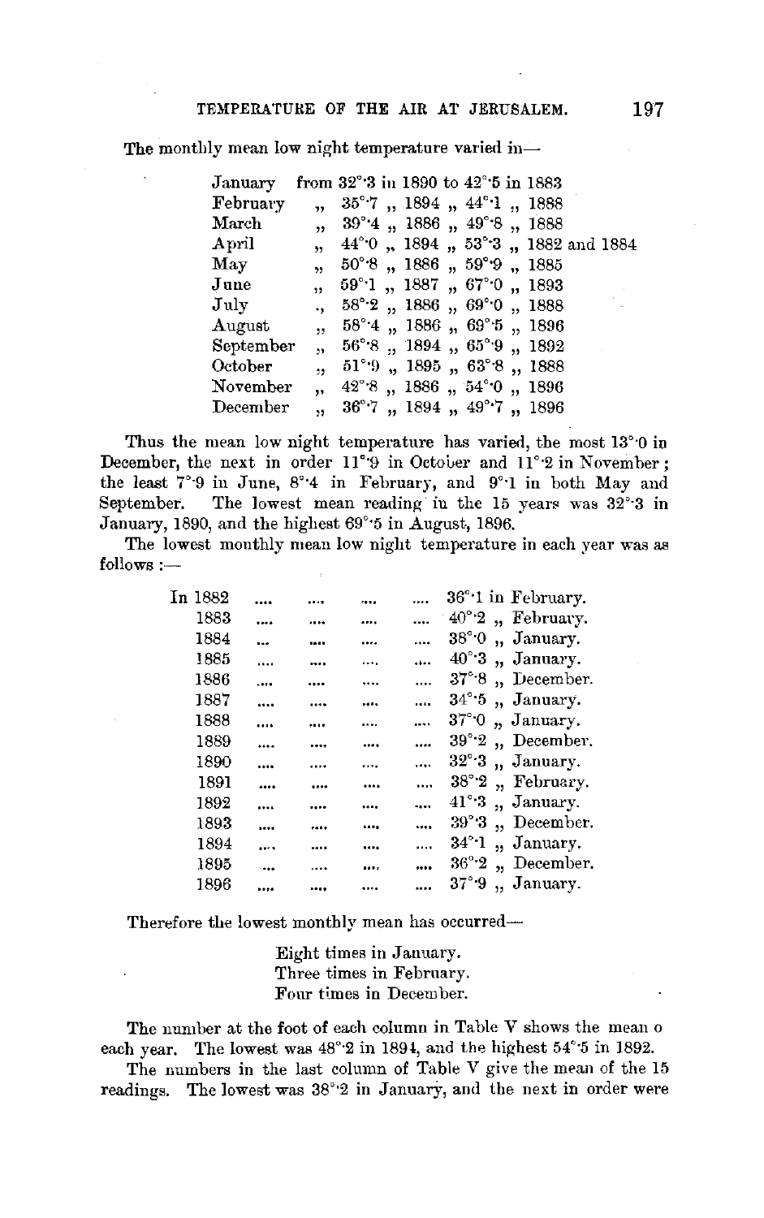The monthly mean low night temperature varied in—

| Month | From | | To | |
|---|---|---|---|---|
| January | from 32°·3 | in 1890 | to 42°·5 | in 1883 |
| February | „ 35°·7 | „ 1894 | „ 44°·1 | „ 1888 |
| March | „ 39°·4 | „ 1886 | „ 49°·8 | „ 1888 |
| April | „ 44°·0 | „ 1894 | „ 53°·3 | „ 1882 and 1884 |
| May | „ 50°·8 | „ 1886 | „ 59°·9 | „ 1885 |
| June | „ 59°·1 | „ 1887 | „ 67°·0 | „ 1893 |
| July | „ 58°·2 | „ 1886 | „ 69°·0 | „ 1888 |
| August | „ 58°·4 | „ 1886 | „ 69°·5 | „ 1896 |
| September | „ 56°·8 | „ 1894 | „ 65°·9 | „ 1892 |
| October | „ 51°·9 | „ 1895 | „ 63°·8 | „ 1888 |
| November | „ 42°·8 | „ 1886 | „ 54°·0 | „ 1896 |
| December | „ 36°·7 | „ 1894 | „ 49°·7 | „ 1896 |

Thus the mean low night temperature has varied, the most 13°·0 in December, the next in order 11°·9 in October and 11°·2 in November; the least 7°·9 in June, 8°·4 in February, and 9°·1 in both May and September. The lowest mean reading in the 15 years was 32°·3 in January, 1890, and the highest 69°·5 in August, 1896.

The lowest monthly mean low night temperature in each year was as follows :—

| Year | Temperature | Month |
|---|---|---|
| In 1882 | 36°·1 | in February. |
| 1883 | 40°·2 | „ February. |
| 1884 | 38°·0 | „ January. |
| 1885 | 40°·3 | „ January. |
| 1886 | 37°·8 | „ December. |
| 1887 | 34°·5 | „ January. |
| 1888 | 37°·0 | „ January. |
| 1889 | 39°·2 | „ December. |
| 1890 | 32°·3 | „ January. |
| 1891 | 38°·2 | „ February. |
| 1892 | 41°·3 | „ January. |
| 1893 | 39°·3 | „ December. |
| 1894 | 34°·1 | „ January. |
| 1895 | 36°·2 | „ December. |
| 1896 | 37°·9 | „ January. |

Therefore the lowest monthly mean has occurred—

Eight times in January.
Three times in February.
Four times in December.

The number at the foot of each column in Table V shows the mean o each year. The lowest was 48°·2 in 1894, and the highest 54°·5 in 1892.

The numbers in the last column of Table V give the mean of the 15 readings. The lowest was 38°·2 in January, and the next in order were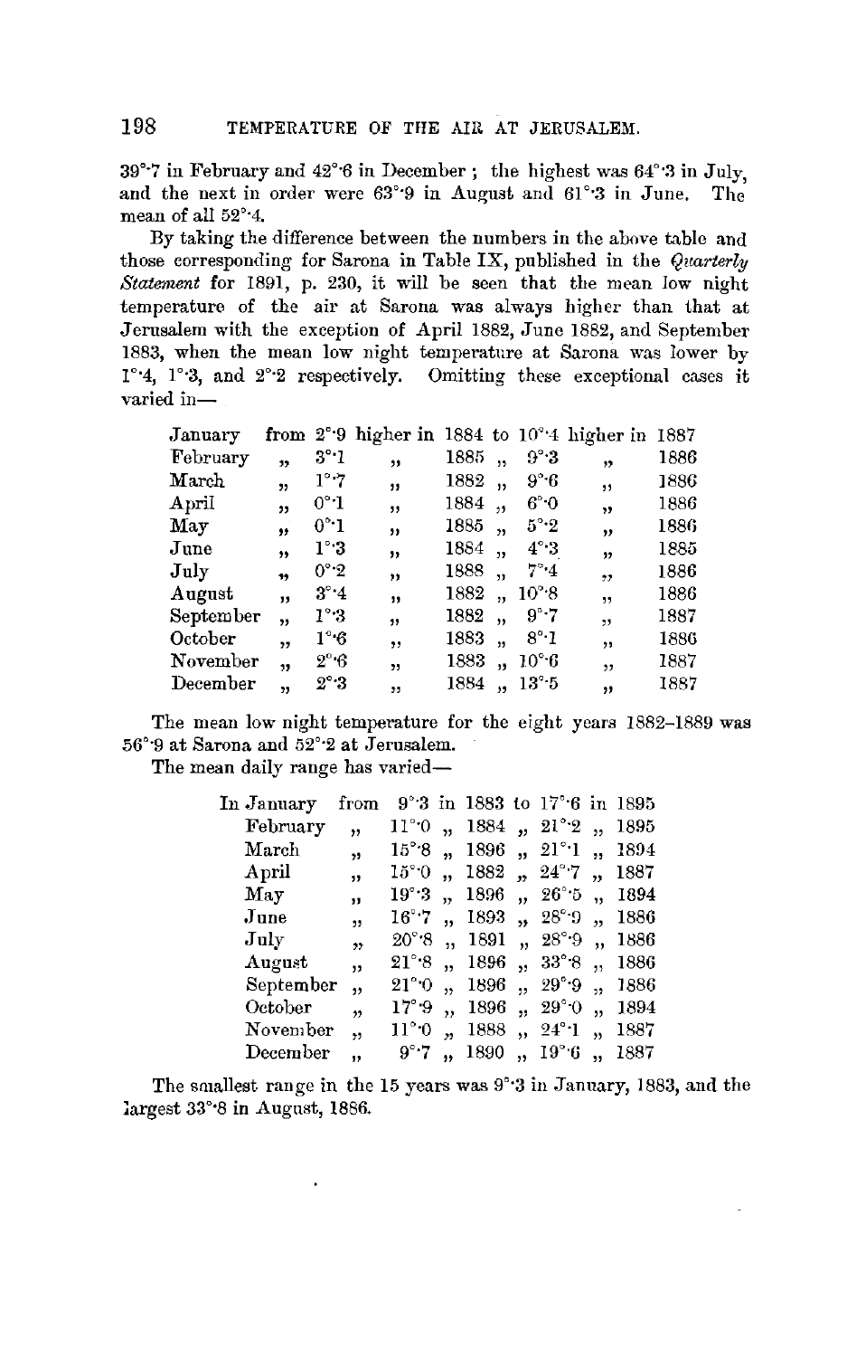39°·7 in February and 42°·6 in December; the highest was 64°·3 in July, and the next in order were 63°·9 in August and 61°·3 in June. The mean of all 52°·4.

By taking the difference between the numbers in the above table and those corresponding for Sarona in Table IX, published in the *Quarterly Statement* for 1891, p. 230, it will be seen that the mean low night temperature of the air at Sarona was always higher than that at Jerusalem with the exception of April 1882, June 1882, and September 1883, when the mean low night temperature at Sarona was lower by 1°·4, 1°·3, and 2°·2 respectively. Omitting these exceptional cases it varied in—

| | | | | | | | | |
|---|---|---|---|---|---|---|---|---|
| January | from | 2°·9 | higher in | 1884 | to | 10°·4 | higher in | 1887 |
| February | " | 3°·1 | " | 1885 | " | 9°·3 | " | 1886 |
| March | " | 1°·7 | " | 1882 | " | 9°·6 | " | 1886 |
| April | " | 0°·1 | " | 1884 | " | 6°·0 | " | 1886 |
| May | " | 0°·1 | " | 1885 | " | 5°·2 | " | 1886 |
| June | " | 1°·3 | " | 1884 | " | 4°·3 | " | 1885 |
| July | " | 0°·2 | " | 1888 | " | 7°·4 | " | 1886 |
| August | " | 3°·4 | " | 1882 | " | 10°·8 | " | 1886 |
| September | " | 1°·3 | " | 1882 | " | 9°·7 | " | 1887 |
| October | " | 1°·6 | " | 1883 | " | 8°·1 | " | 1886 |
| November | " | 2°·6 | " | 1883 | " | 10°·6 | " | 1887 |
| December | " | 2°·3 | " | 1884 | " | 13°·5 | " | 1887 |

The mean low night temperature for the eight years 1882–1889 was 56°·9 at Sarona and 52°·2 at Jerusalem.

The mean daily range has varied—

| | | | | | | | | |
|---|---|---|---|---|---|---|---|---|
| In January | from | 9°·3 | in | 1883 | to | 17°·6 | in | 1895 |
| February | " | 11°·0 | " | 1884 | " | 21°·2 | " | 1895 |
| March | " | 15°·8 | " | 1896 | " | 21°·1 | " | 1894 |
| April | " | 15°·0 | " | 1882 | " | 24°·7 | " | 1887 |
| May | " | 19°·3 | " | 1896 | " | 26°·5 | " | 1894 |
| June | " | 16°·7 | " | 1893 | " | 28°·9 | " | 1886 |
| July | " | 20°·8 | " | 1891 | " | 28°·9 | " | 1886 |
| August | " | 21°·8 | " | 1896 | " | 33°·8 | " | 1886 |
| September | " | 21°·0 | " | 1896 | " | 29°·9 | " | 1886 |
| October | " | 17°·9 | " | 1896 | " | 29°·0 | " | 1894 |
| November | " | 11°·0 | " | 1888 | " | 24°·1 | " | 1887 |
| December | " | 9°·7 | " | 1890 | " | 19°·6 | " | 1887 |

The smallest range in the 15 years was 9°·3 in January, 1883, and the largest 33°·8 in August, 1886.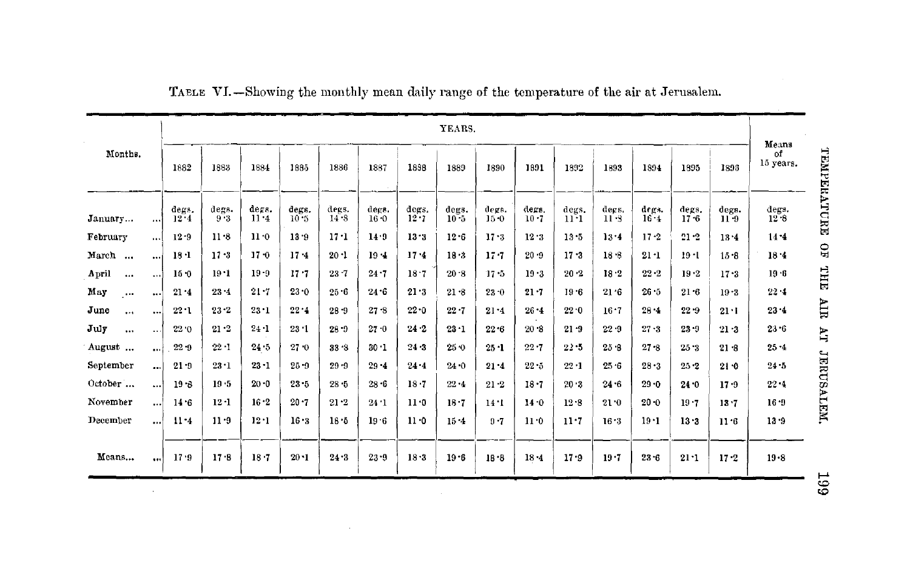TABLE VI.—Showing the monthly mean daily range of the temperature of the air at Jerusalem.

| Months. | YEARS. | | | | | | | | | | | | | | | Means of 15 years. |
|---|---|---|---|---|---|---|---|---|---|---|---|---|---|---|---|---|
| | 1882 | 1883 | 1884 | 1885 | 1886 | 1887 | 1888 | 1889 | 1890 | 1891 | 1892 | 1893 | 1894 | 1895 | 1896 | |
| | degs. | degs. | degs. | degs. | degs. | degs. | degs. | degs. | degs. | degs. | degs. | degs. | degs. | degs. | degs. | degs. |
| January... | 12·4 | 9·3 | 11·4 | 10·5 | 14·8 | 16·0 | 12·7 | 10·5 | 15·0 | 10·7 | 11·1 | 11·8 | 16·4 | 17·6 | 11·9 | 12·8 |
| February | 12·9 | 11·8 | 11·0 | 13·9 | 17·1 | 14·9 | 13·3 | 12·6 | 17·3 | 12·3 | 13·5 | 13·4 | 17·2 | 21·2 | 13·4 | 14·4 |
| March ... | 18·1 | 17·3 | 17·0 | 17·4 | 20·1 | 19·4 | 17·4 | 18·3 | 17·7 | 20·9 | 17·3 | 18·8 | 21·1 | 19·1 | 15·8 | 18·4 |
| April ... | 15·0 | 19·1 | 19·9 | 17·7 | 23·7 | 24·7 | 18·7 | 20·8 | 17·5 | 19·3 | 20·2 | 18·2 | 22·2 | 19·2 | 17·3 | 19·6 |
| May ... | 21·4 | 23·4 | 21·7 | 23·0 | 25·6 | 24·6 | 21·3 | 21·8 | 23·0 | 21·7 | 19·6 | 21·6 | 26·5 | 21·6 | 19·3 | 22·4 |
| June ... | 22·1 | 23·2 | 23·1 | 22·4 | 28·9 | 27·8 | 22·0 | 22·7 | 21·4 | 26·4 | 22·0 | 16·7 | 28·4 | 22·9 | 21·1 | 23·4 |
| July ... | 22·0 | 21·2 | 24·1 | 23·1 | 28·9 | 27·0 | 24·2 | 23·1 | 22·6 | 20·8 | 21·9 | 22·9 | 27·3 | 23·9 | 21·3 | 23·6 |
| August ... | 22·9 | 22·1 | 24·5 | 27·0 | 33·8 | 30·1 | 24·3 | 25·0 | 25·1 | 22·7 | 22·5 | 25·8 | 27·8 | 25·3 | 21·8 | 25·4 |
| September | 21·9 | 23·1 | 23·1 | 25·9 | 29·9 | 29·4 | 24·4 | 24·0 | 21·4 | 22·5 | 22·1 | 25·6 | 28·3 | 25·2 | 21·0 | 24·5 |
| October ... | 19·8 | 19·5 | 20·0 | 23·5 | 28·5 | 28·6 | 18·7 | 22·4 | 21·2 | 18·7 | 20·3 | 24·6 | 29·0 | 24·0 | 17·9 | 22·4 |
| November | 14·6 | 12·1 | 16·2 | 20·7 | 21·2 | 24·1 | 11·0 | 18·7 | 14·1 | 14·0 | 12·8 | 21·0 | 20·0 | 19·7 | 13·7 | 16·9 |
| December | 11·4 | 11·9 | 12·1 | 16·3 | 18·5 | 19·6 | 11·0 | 15·4 | 9·7 | 11·0 | 11·7 | 16·3 | 19·1 | 13·3 | 11·6 | 13·9 |
| Means... | 17·9 | 17·8 | 18·7 | 20·1 | 24·3 | 23·9 | 18·3 | 19·6 | 18·8 | 18·4 | 17·9 | 19·7 | 23·6 | 21·1 | 17·2 | 19·8 |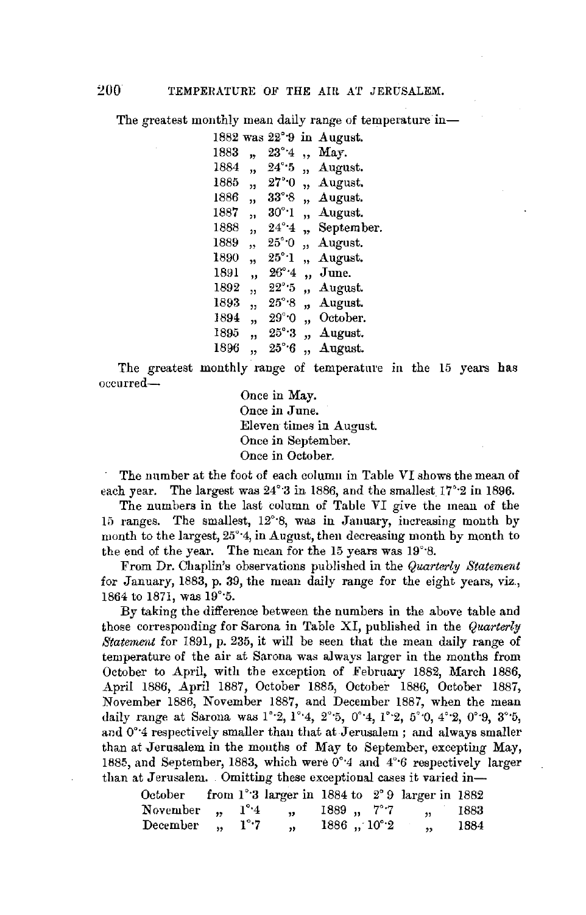The greatest monthly mean daily range of temperature in—

| | | | |
|---|---|---|---|
| 1882 | was | 22°·9 | in August. |
| 1883 | „ | 23°·4 | „ May. |
| 1884 | „ | 24°·5 | „ August. |
| 1885 | „ | 27°·0 | „ August. |
| 1886 | „ | 33°·8 | „ August. |
| 1887 | „ | 30°·1 | „ August. |
| 1888 | „ | 24°·4 | „ September. |
| 1889 | „ | 25°·0 | „ August. |
| 1890 | „ | 25°·1 | „ August. |
| 1891 | „ | 26°·4 | „ June. |
| 1892 | „ | 22°·5 | „ August. |
| 1893 | „ | 25°·8 | „ August. |
| 1894 | „ | 29°·0 | „ October. |
| 1895 | „ | 25°·3 | „ August. |
| 1896 | „ | 25°·6 | „ August. |

The greatest monthly range of temperature in the 15 years has occurred—

Once in May.
Once in June.
Eleven times in August.
Once in September.
Once in October.

The number at the foot of each column in Table VI shows the mean of each year. The largest was 24°·3 in 1886, and the smallest 17°·2 in 1896.

The numbers in the last column of Table VI give the mean of the 15 ranges. The smallest, 12°·8, was in January, increasing month by month to the largest, 25°·4, in August, then decreasing month by month to the end of the year. The mean for the 15 years was 19°·8.

From Dr. Chaplin's observations published in the *Quarterly Statement* for January, 1883, p. 39, the mean daily range for the eight years, viz., 1864 to 1871, was 19°·5.

By taking the difference between the numbers in the above table and those corresponding for Sarona in Table XI, published in the *Quarterly Statement* for 1891, p. 235, it will be seen that the mean daily range of temperature of the air at Sarona was always larger in the months from October to April, with the exception of February 1882, March 1886, April 1886, April 1887, October 1885, October 1886, October 1887, November 1886, November 1887, and December 1887, when the mean daily range at Sarona was 1°·2, 1°·4, 2°·5, 0°·4, 1°·2, 5°·0, 4°·2, 0°·9, 3°·5, and 0°·4 respectively smaller than that at Jerusalem; and always smaller than at Jerusalem in the months of May to September, excepting May, 1885, and September, 1883, which were 0°·4 and 4°·6 respectively larger than at Jerusalem. Omitting these exceptional cases it varied in—

| | | | | | | | |
|---|---|---|---|---|---|---|---|
| October | from | 1°·3 | larger in | 1884 to | 2°·9 | larger in | 1882 |
| November | „ | 1°·4 | „ | 1889 „ | 7°·7 | „ | 1883 |
| December | „ | 1°·7 | „ | 1886 „ | 10°·2 | „ | 1884 |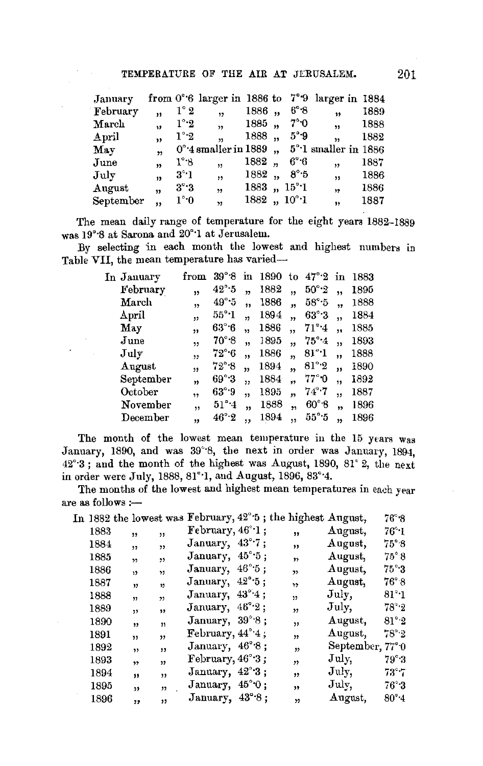| | | | | | | |
|---|---|---|---|---|---|---|
| January | from 0°·6 larger in | 1886 | to | 7°·9 | larger in | 1884 |
| February | " 1°·2 " | 1886 | " | 6°·8 | " | 1889 |
| March | " 1°·2 " | 1885 | " | 7°·0 | " | 1888 |
| April | " 1°·2 " | 1888 | " | 5°·9 | " | 1882 |
| May | " 0°·4 smaller in | 1889 | " | 5°·1 | smaller in | 1886 |
| June | " 1°·8 " | 1882 | " | 6°·6 | " | 1887 |
| July | " 3°·1 " | 1882 | " | 8°·5 | " | 1886 |
| August | " 3°·3 " | 1883 | " | 15°·1 | " | 1886 |
| September | " 1°·0 " | 1882 | " | 10°·1 | " | 1887 |

The mean daily range of temperature for the eight years 1882–1889 was 19°·8 at Sarona and 20°·1 at Jerusalem.

By selecting in each month the lowest and highest numbers in Table VII, the mean temperature has varied—

| | | | | | | | |
|---|---|---|---|---|---|---|---|
| In January | from | 39°·8 | in 1890 | to | 47°·2 | in | 1883 |
| February | " | 42°·5 | " 1882 | " | 50°·2 | " | 1895 |
| March | " | 49°·5 | " 1886 | " | 58°·5 | " | 1888 |
| April | " | 55°·1 | " 1894 | " | 63°·3 | " | 1884 |
| May | " | 63°·6 | " 1886 | " | 71°·4 | " | 1885 |
| June | " | 70°·8 | " 1895 | " | 75°·4 | " | 1893 |
| July | " | 72°·6 | " 1886 | " | 81°·1 | " | 1888 |
| August | " | 72°·8 | " 1894 | " | 81°·2 | " | 1890 |
| September | " | 69°·3 | " 1884 | " | 77°·0 | " | 1892 |
| October | " | 63°·9 | " 1895 | " | 74°·7 | " | 1887 |
| November | " | 51°·4 | " 1888 | " | 60°·8 | " | 1896 |
| December | " | 46°·2 | " 1894 | " | 55°·5 | " | 1896 |

The month of the lowest mean temperature in the 15 years was January, 1890, and was 39°·8, the next in order was January, 1894, 42°·3; and the month of the highest was August, 1890, 81°·2, the next in order were July, 1888, 81°·1, and August, 1896, 83°·4.

The months of the lowest and highest mean temperatures in each year are as follows:—

| | | | | |
|---|---|---|---|---|
| In 1882 the lowest was | February, 42°·5; | the highest | August, | 76°·8 |
| 1883 " " | February, 46°·1; | " | August, | 76°·1 |
| 1884 " " | January, 43°·7; | " | August, | 75°·8 |
| 1885 " " | January, 45°·5; | " | August, | 75°·8 |
| 1886 " " | January, 46°·5; | " | August, | 75°·3 |
| 1887 " " | January, 42°·5; | " | August, | 76°·8 |
| 1888 " " | January, 43°·4; | " | July, | 81°·1 |
| 1889 " " | January, 46°·2; | " | July, | 78°·2 |
| 1890 " " | January, 39°·8; | " | August, | 81°·2 |
| 1891 " " | February, 44°·4; | " | August, | 78°·2 |
| 1892 " " | January, 46°·8; | " | September, | 77°·0 |
| 1893 " " | February, 46°·3; | " | July, | 79°·3 |
| 1894 " " | January, 42°·3; | " | July, | 73°·7 |
| 1895 " " | January, 45°·0; | " | July, | 76°·3 |
| 1896 " " | January, 43°·8; | " | August, | 80°·4 |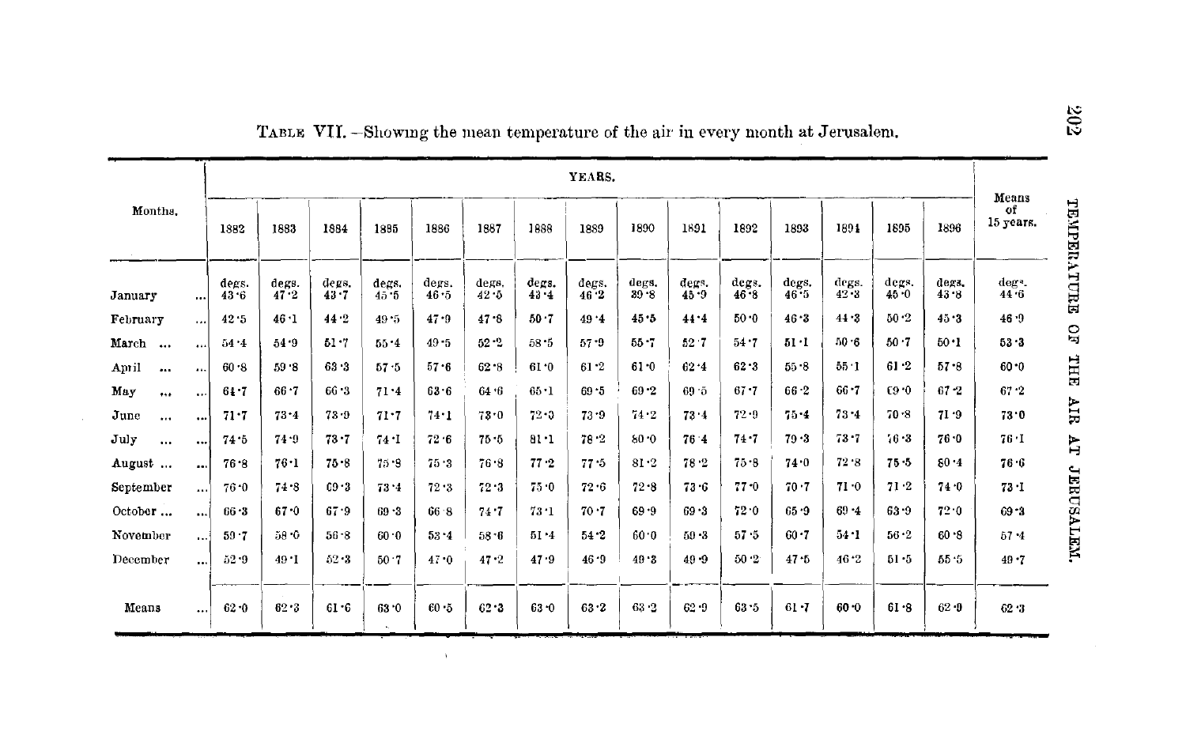TABLE VII.—Showing the mean temperature of the air in every month at Jerusalem.

| Months. | YEARS. | | | | | | | | | | | | | | | Means of 15 years. |
|---|---|---|---|---|---|---|---|---|---|---|---|---|---|---|---|---|
| | 1882 | 1883 | 1884 | 1885 | 1886 | 1887 | 1888 | 1889 | 1890 | 1891 | 1892 | 1893 | 1894 | 1895 | 1896 | |
| | degs. | degs. | degs. | degs. | degs. | degs. | degs. | degs. | degs. | degs. | degs. | degs. | degs. | degs. | degs. | degs. |
| January ... | 43·6 | 47·2 | 43·7 | 45·5 | 46·5 | 42·5 | 43·4 | 46·2 | 39·8 | 45·9 | 46·8 | 46·5 | 42·3 | 45·0 | 43·8 | 44·6 |
| February ... | 42·5 | 46·1 | 44·2 | 49·5 | 47·9 | 47·6 | 50·7 | 49·4 | 45·5 | 44·4 | 50·0 | 46·3 | 44·3 | 50·2 | 45·3 | 46·9 |
| March ... | 54·4 | 54·9 | 51·7 | 55·4 | 49·5 | 52·2 | 58·5 | 57·9 | 55·7 | 52·7 | 54·7 | 51·1 | 50·6 | 50·7 | 50·1 | 53·3 |
| April ... | 60·8 | 59·8 | 63·3 | 57·5 | 57·6 | 62·8 | 61·0 | 61·2 | 61·0 | 62·4 | 62·3 | 55·8 | 55·1 | 61·2 | 57·8 | 60·0 |
| May ... | 64·7 | 66·7 | 66·3 | 71·4 | 63·6 | 64·6 | 65·1 | 69·5 | 69·2 | 69·5 | 67·7 | 66·2 | 66·7 | 69·0 | 67·2 | 67·2 |
| June ... | 71·7 | 73·4 | 73·9 | 71·7 | 74·1 | 73·0 | 72·0 | 73·9 | 74·2 | 73·4 | 72·9 | 75·4 | 73·4 | 70·8 | 71·9 | 73·0 |
| July ... | 74·5 | 74·9 | 73·7 | 74·1 | 72·6 | 75·5 | 81·1 | 78·2 | 80·0 | 76·4 | 74·7 | 79·3 | 73·7 | 76·3 | 76·0 | 76·1 |
| August ... | 76·8 | 76·1 | 75·8 | 75·8 | 75·3 | 76·8 | 77·2 | 77·5 | 81·2 | 78·2 | 75·8 | 74·0 | 72·8 | 75·5 | 80·4 | 76·6 |
| September ... | 76·0 | 74·8 | 69·3 | 73·4 | 72·3 | 72·3 | 75·0 | 72·6 | 72·8 | 73·6 | 77·0 | 70·7 | 71·0 | 71·2 | 74·0 | 73·1 |
| October ... | 66·3 | 67·0 | 67·9 | 69·3 | 66·8 | 74·7 | 73·1 | 70·7 | 69·9 | 69·3 | 72·0 | 65·9 | 69·4 | 63·9 | 72·0 | 69·3 |
| November ... | 59·7 | 58·0 | 56·8 | 60·0 | 53·4 | 58·6 | 51·4 | 54·2 | 60·0 | 59·3 | 57·5 | 60·7 | 54·1 | 56·2 | 60·8 | 57·4 |
| December ... | 52·9 | 49·1 | 52·3 | 50·7 | 47·0 | 47·2 | 47·9 | 46·9 | 49·3 | 49·9 | 50·2 | 47·5 | 46·2 | 51·5 | 55·5 | 49·7 |
| Means ... | 62·0 | 62·3 | 61·6 | 63·0 | 60·5 | 62·3 | 63·0 | 63·2 | 63·2 | 62·9 | 63·5 | 61·7 | 60·0 | 61·8 | 62·9 | 62·3 |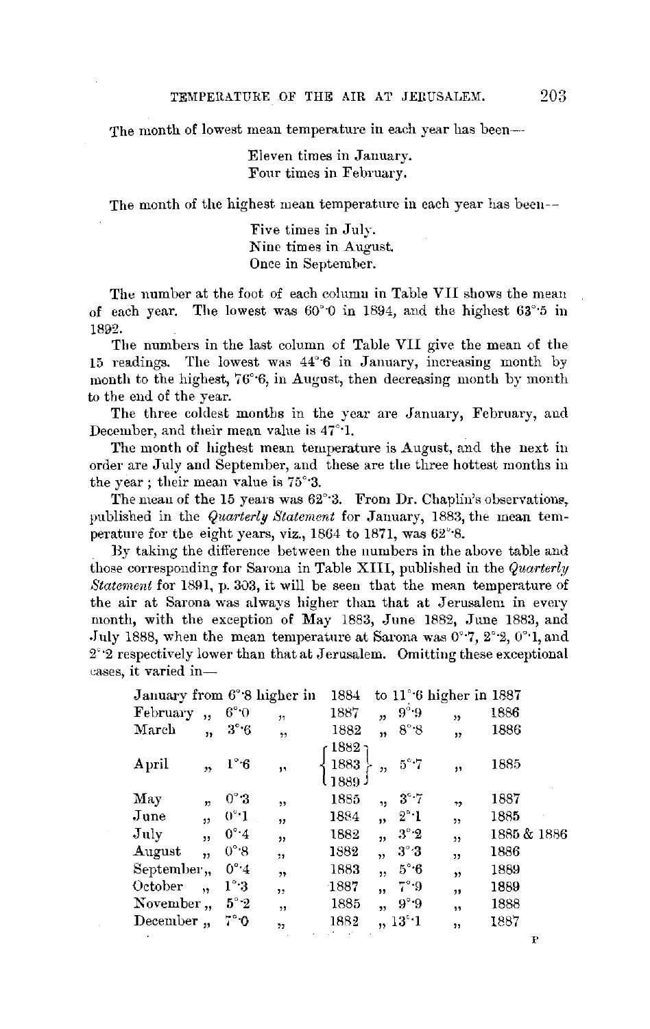The month of lowest mean temperature in each year has been—

> Eleven times in January.
> Four times in February.

The month of the highest mean temperature in each year has been—

> Five times in July.
> Nine times in August.
> Once in September.

The number at the foot of each column in Table VII shows the mean of each year. The lowest was 60°·0 in 1894, and the highest 63°·5 in 1892.

The numbers in the last column of Table VII give the mean of the 15 readings. The lowest was 44°·6 in January, increasing month by month to the highest, 76°·6, in August, then decreasing month by month to the end of the year.

The three coldest months in the year are January, February, and December, and their mean value is 47°·1.

The month of highest mean temperature is August, and the next in order are July and September, and these are the three hottest months in the year; their mean value is 75°·3.

The mean of the 15 years was 62°·3. From Dr. Chaplin's observations, published in the *Quarterly Statement* for January, 1883, the mean temperature for the eight years, viz., 1864 to 1871, was 62°·8.

By taking the difference between the numbers in the above table and those corresponding for Sarona in Table XIII, published in the *Quarterly Statement* for 1891, p. 303, it will be seen that the mean temperature of the air at Sarona was always higher than that at Jerusalem in every month, with the exception of May 1883, June 1882, June 1883, and July 1888, when the mean temperature at Sarona was 0°·7, 2°·2, 0°·1, and 2°·2 respectively lower than that at Jerusalem. Omitting these exceptional cases, it varied in—

| Month | from | | in | to | | in |
|---|---|---|---|---|---|---|
| January | 6°·8 | higher | 1884 | 11°·6 | higher | 1887 |
| February | 6°·0 | " | 1887 | 9°·9 | " | 1886 |
| March | 3°·6 | " | 1882 | 8°·8 | " | 1886 |
| April | 1°·6 | " | 1882, 1883, 1889 | 5°·7 | " | 1885 |
| May | 0°·3 | " | 1885 | 3°·7 | " | 1887 |
| June | 0°·1 | " | 1884 | 2°·1 | " | 1885 |
| July | 0°·4 | " | 1882 | 3°·2 | " | 1885 & 1886 |
| August | 0°·8 | " | 1882 | 3°·3 | " | 1886 |
| September | 0°·4 | " | 1883 | 5°·6 | " | 1889 |
| October | 1°·3 | " | 1887 | 7°·9 | " | 1889 |
| November | 5°·2 | " | 1885 | 9°·9 | " | 1888 |
| December | 7°·0 | " | 1882 | 13°·1 | " | 1887 |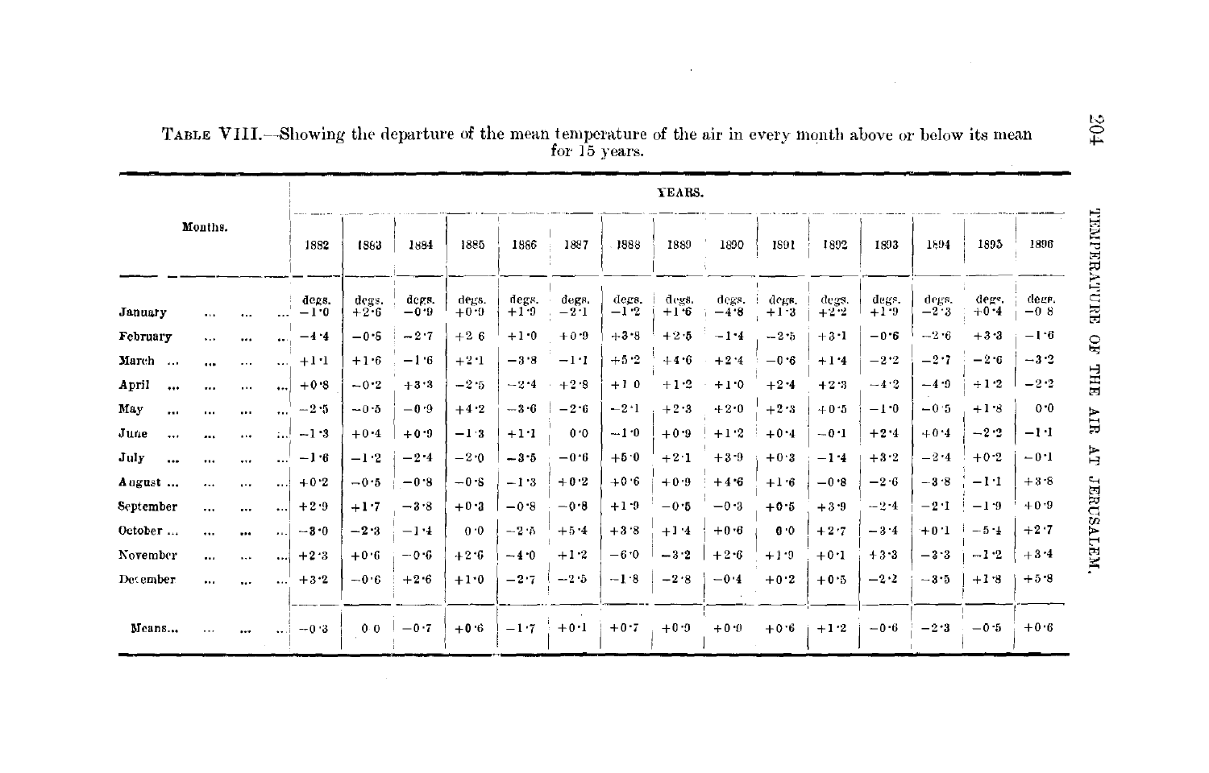TABLE VIII.—Showing the departure of the mean temperature of the air in every month above or below its mean for 15 years.

| Months. | YEARS. | | | | | | | | | | | | | | |
|---|---|---|---|---|---|---|---|---|---|---|---|---|---|---|---|
| | 1882 | 1883 | 1884 | 1885 | 1886 | 1887 | 1888 | 1889 | 1890 | 1891 | 1892 | 1893 | 1894 | 1895 | 1896 |
| | degs. | degs. | degs. | degs. | degs. | degs. | degs. | degs. | degs. | degs. | degs. | degs. | degs. | degs. | degs. |
| January ... ... ... | −1·0 | +2·6 | −0·9 | +0·9 | +1·9 | −2·1 | −1·2 | +1·6 | −4·8 | +1·3 | +2·2 | +1·9 | −2·3 | +0·4 | −0·8 |
| February ... ... ... | −4·4 | −0·5 | −2·7 | +2·6 | +1·0 | +0·9 | +3·8 | +2·5 | −1·4 | −2·5 | +3·1 | −0·6 | −2·6 | +3·3 | −1·6 |
| March ... ... ... | +1·1 | +1·6 | −1·6 | +2·1 | −3·8 | −1·1 | +5·2 | +4·6 | +2·4 | −0·6 | +1·4 | −2·2 | −2·7 | −2·6 | −3·2 |
| April ... ... ... | +0·8 | −0·2 | +3·3 | −2·5 | −2·4 | +2·8 | +1·0 | +1·2 | +1·0 | +2·4 | +2·3 | −4·2 | −4·9 | +1·2 | −2·2 |
| May ... ... ... | −2·5 | −0·5 | −0·9 | +4·2 | −3·6 | −2·6 | −2·1 | +2·3 | +2·0 | +2·3 | +0·5 | −1·0 | −0·5 | +1·8 | 0·0 |
| June ... ... ... | −1·3 | +0·4 | +0·9 | −1·3 | +1·1 | 0·0 | −1·0 | +0·9 | +1·2 | +0·4 | −0·1 | +2·4 | +0·4 | −2·2 | −1·1 |
| July ... ... ... | −1·6 | −1·2 | −2·4 | −2·0 | −3·5 | −0·6 | +5·0 | +2·1 | +3·9 | +0·3 | −1·4 | +3·2 | −2·4 | +0·2 | −0·1 |
| August ... ... ... | +0·2 | −0·5 | −0·8 | −0·8 | −1·3 | +0·2 | +0·6 | +0·9 | +4·6 | +1·6 | −0·8 | −2·6 | −3·8 | −1·1 | +3·8 |
| September ... ... ... | +2·9 | +1·7 | −3·8 | +0·3 | −0·8 | −0·8 | +1·9 | −0·5 | −0·3 | +0·5 | +3·9 | −2·4 | −2·1 | −1·9 | +0·9 |
| October ... ... ... | −3·0 | −2·3 | −1·4 | 0·0 | −2·5 | +5·4 | +3·8 | +1·4 | +0·6 | 0·0 | +2·7 | −3·4 | +0·1 | −5·4 | +2·7 |
| November ... ... ... | +2·3 | +0·6 | −0·6 | +2·6 | −4·0 | +1·2 | −6·0 | −3·2 | +2·6 | +1·9 | +0·1 | +3·3 | −3·3 | −1·2 | +3·4 |
| December ... ... ... | +3·2 | −0·6 | +2·6 | +1·0 | −2·7 | −2·5 | −1·8 | −2·8 | −0·4 | +0·2 | +0·5 | −2·2 | −3·5 | +1·8 | +5·8 |
| Means... ... ... ... | −0·3 | 0·0 | −0·7 | +0·6 | −1·7 | +0·1 | +0·7 | +0·9 | +0·9 | +0·6 | +1·2 | −0·6 | −2·3 | −0·5 | +0·6 |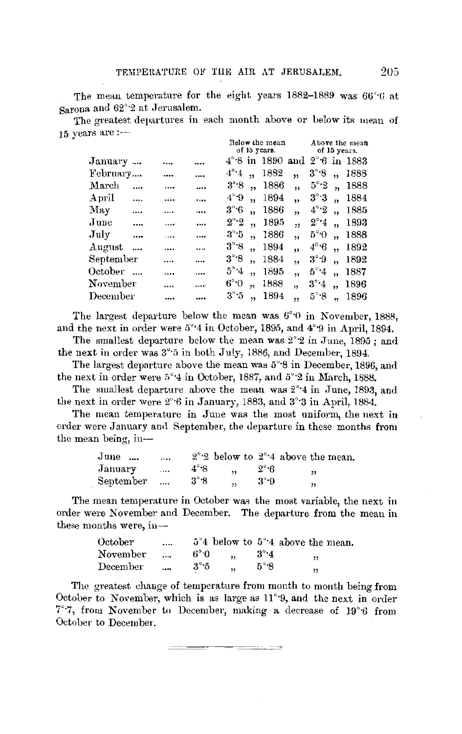The mean temperature for the eight years 1882–1889 was 66°·6 at Sarona and 62°·2 at Jerusalem.

The greatest departures in each month above or below its mean of 15 years are :—

| | Below the mean of 15 years. | | Above the mean of 15 years. |
|---|---|---|---|
| January .... .... .... | 4°·8 in 1890 | and | 2°·6 in 1883 |
| February.... .... .... | 4°·4 ,, 1882 | ,, | 3°·8 ,, 1888 |
| March .... .... .... | 3°·8 ,, 1886 | ,, | 5°·2 ,, 1888 |
| April .... .... .... | 4°·9 ,, 1894 | ,, | 3°·3 ,, 1884 |
| May .... .... .... | 3°·6 ,, 1886 | ,, | 4°·2 ,, 1885 |
| June .... .... .... | 2°·2 ,, 1895 | ,, | 2°·4 ,, 1893 |
| July .... .... .... | 3°·5 ,, 1886 | ,, | 5°·0 ,, 1888 |
| August .... .... .... | 3°·8 ,, 1894 | ,, | 4°·6 ,, 1892 |
| September .... .... | 3°·8 ,, 1884 | ,, | 3°·9 ,, 1892 |
| October .... .... .... | 5°·4 ,, 1895 | ,, | 5°·4 ,, 1887 |
| November .... .... | 6°·0 ,, 1888 | ,, | 3°·4 ,, 1896 |
| December .... .... | 3°·5 ,, 1894 | ,, | 5°·8 ,, 1896 |

The largest departure below the mean was 6°·0 in November, 1888, and the next in order were 5°·4 in October, 1895, and 4°·9 in April, 1894.

The smallest departure below the mean was 2°·2 in June, 1895 ; and the next in order was 3°·5 in both July, 1886, and December, 1894.

The largest departure above the mean was 5°·8 in December, 1896, and the next in order were 5°·4 in October, 1887, and 5°·2 in March, 1888.

The smallest departure above the mean was 2°·4 in June, 1893, and the next in order were 2°·6 in January, 1883, and 3°·3 in April, 1884.

The mean temperature in June was the most uniform, the next in order were January and September, the departure in these months from the mean being, in—

| | | | | |
|---|---|---|---|---|
| June .... .... | 2°·2 below | to | 2°·4 above | the mean. |
| January .... | 4°·8 | ,, | 2°·6 | ,, |
| September .... | 3°·8 | ,, | 3°·9 | ,, |

The mean temperature in October was the most variable, the next in order were November and December. The departure from the mean in these months were, in—

| | | | | |
|---|---|---|---|---|
| October .... | 5°4 below | to | 5°·4 above | the mean. |
| November .... | 6°·0 | ,, | 3°·4 | ,, |
| December .... | 3°·5 | ,, | 5°·8 | ,, |

The greatest change of temperature from month to month being from October to November, which is as large as 11°·9, and the next in order 7°·7, from November to December, making a decrease of 19°·6 from October to December.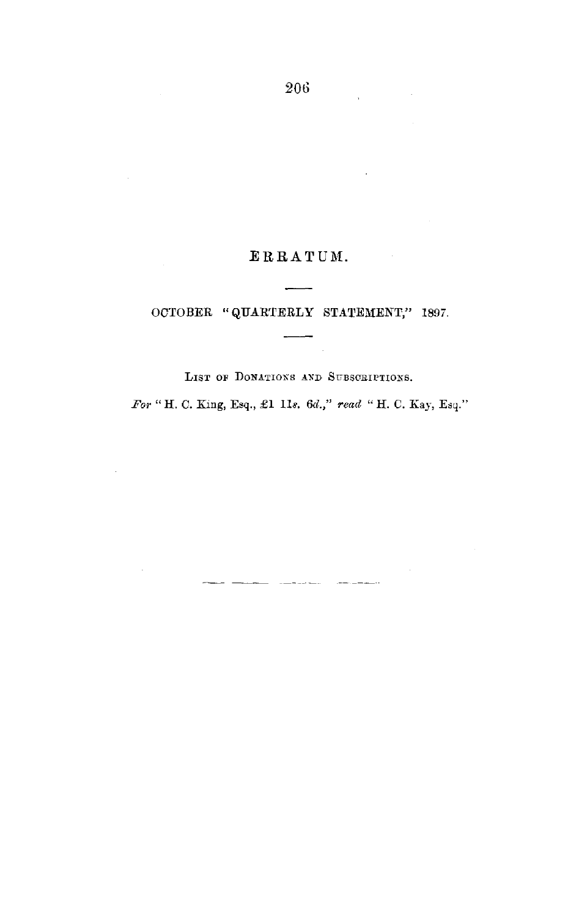## ERRATUM.

OCTOBER "QUARTERLY STATEMENT," 1897.

LIST OF DONATIONS AND SUBSCRIPTIONS.

*For* "H. C. King, Esq., £1 11*s.* 6*d.*," *read* "H. C. Kay, Esq."